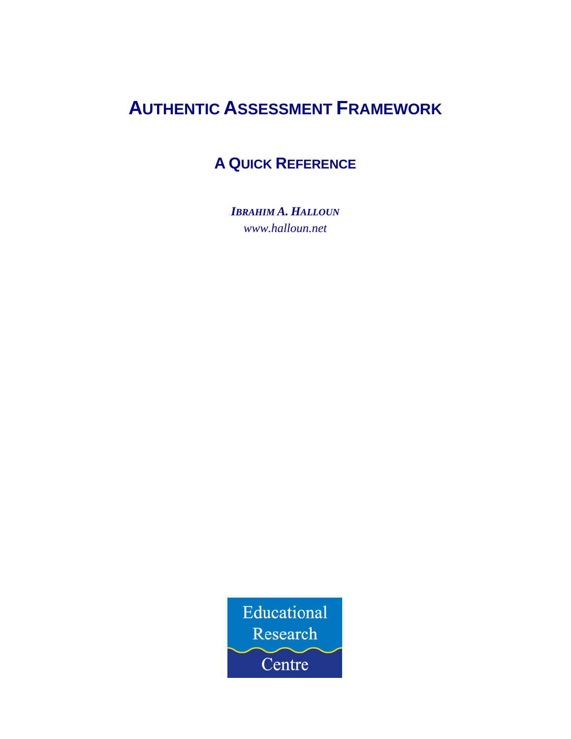# AUTHENTIC ASSESSMENT FRAMEWORK

## A QUICK REFERENCE

***IBRAHIM A. HALLOUN***

*www.halloun.net*

Educational Research Centre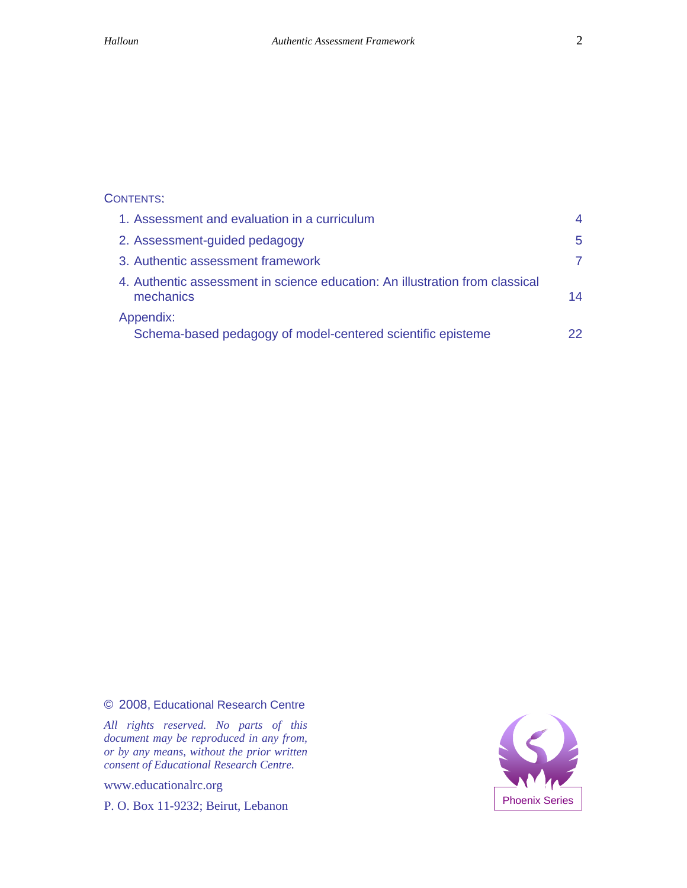CONTENTS:

| | |
|---|---|
| 1. Assessment and evaluation in a curriculum | 4 |
| 2. Assessment-guided pedagogy | 5 |
| 3. Authentic assessment framework | 7 |
| 4. Authentic assessment in science education: An illustration from classical mechanics | 14 |
| Appendix: Schema-based pedagogy of model-centered scientific episteme | 22 |

© 2008, Educational Research Centre

*All rights reserved. No parts of this document may be reproduced in any from, or by any means, without the prior written consent of Educational Research Centre.*

www.educationalrc.org

P. O. Box 11-9232; Beirut, Lebanon

Phoenix Series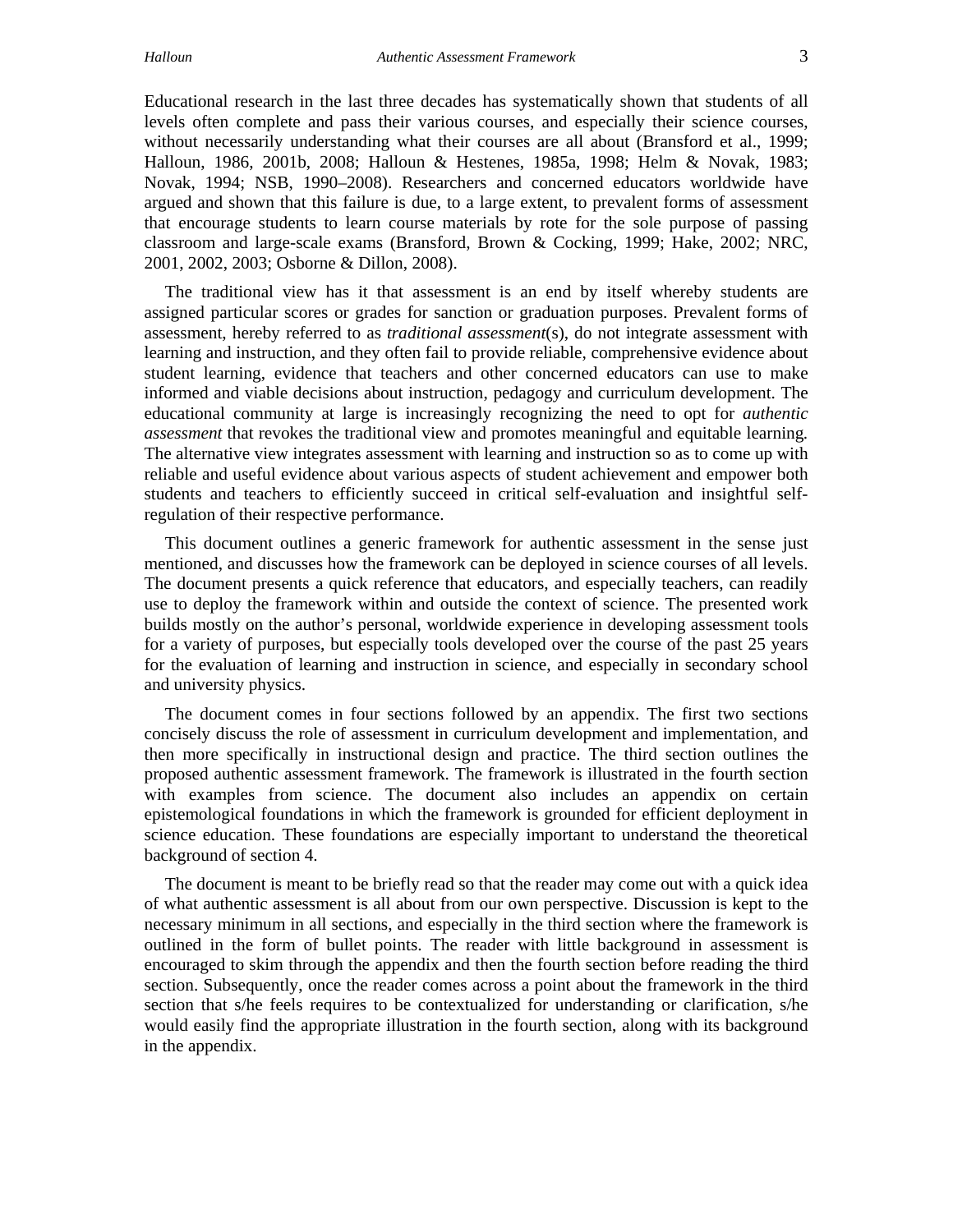Educational research in the last three decades has systematically shown that students of all levels often complete and pass their various courses, and especially their science courses, without necessarily understanding what their courses are all about (Bransford et al., 1999; Halloun, 1986, 2001b, 2008; Halloun & Hestenes, 1985a, 1998; Helm & Novak, 1983; Novak, 1994; NSB, 1990–2008). Researchers and concerned educators worldwide have argued and shown that this failure is due, to a large extent, to prevalent forms of assessment that encourage students to learn course materials by rote for the sole purpose of passing classroom and large-scale exams (Bransford, Brown & Cocking, 1999; Hake, 2002; NRC, 2001, 2002, 2003; Osborne & Dillon, 2008).

The traditional view has it that assessment is an end by itself whereby students are assigned particular scores or grades for sanction or graduation purposes. Prevalent forms of assessment, hereby referred to as *traditional assessment*(s), do not integrate assessment with learning and instruction, and they often fail to provide reliable, comprehensive evidence about student learning, evidence that teachers and other concerned educators can use to make informed and viable decisions about instruction, pedagogy and curriculum development. The educational community at large is increasingly recognizing the need to opt for *authentic assessment* that revokes the traditional view and promotes meaningful and equitable learning. The alternative view integrates assessment with learning and instruction so as to come up with reliable and useful evidence about various aspects of student achievement and empower both students and teachers to efficiently succeed in critical self-evaluation and insightful self-regulation of their respective performance.

This document outlines a generic framework for authentic assessment in the sense just mentioned, and discusses how the framework can be deployed in science courses of all levels. The document presents a quick reference that educators, and especially teachers, can readily use to deploy the framework within and outside the context of science. The presented work builds mostly on the author's personal, worldwide experience in developing assessment tools for a variety of purposes, but especially tools developed over the course of the past 25 years for the evaluation of learning and instruction in science, and especially in secondary school and university physics.

The document comes in four sections followed by an appendix. The first two sections concisely discuss the role of assessment in curriculum development and implementation, and then more specifically in instructional design and practice. The third section outlines the proposed authentic assessment framework. The framework is illustrated in the fourth section with examples from science. The document also includes an appendix on certain epistemological foundations in which the framework is grounded for efficient deployment in science education. These foundations are especially important to understand the theoretical background of section 4.

The document is meant to be briefly read so that the reader may come out with a quick idea of what authentic assessment is all about from our own perspective. Discussion is kept to the necessary minimum in all sections, and especially in the third section where the framework is outlined in the form of bullet points. The reader with little background in assessment is encouraged to skim through the appendix and then the fourth section before reading the third section. Subsequently, once the reader comes across a point about the framework in the third section that s/he feels requires to be contextualized for understanding or clarification, s/he would easily find the appropriate illustration in the fourth section, along with its background in the appendix.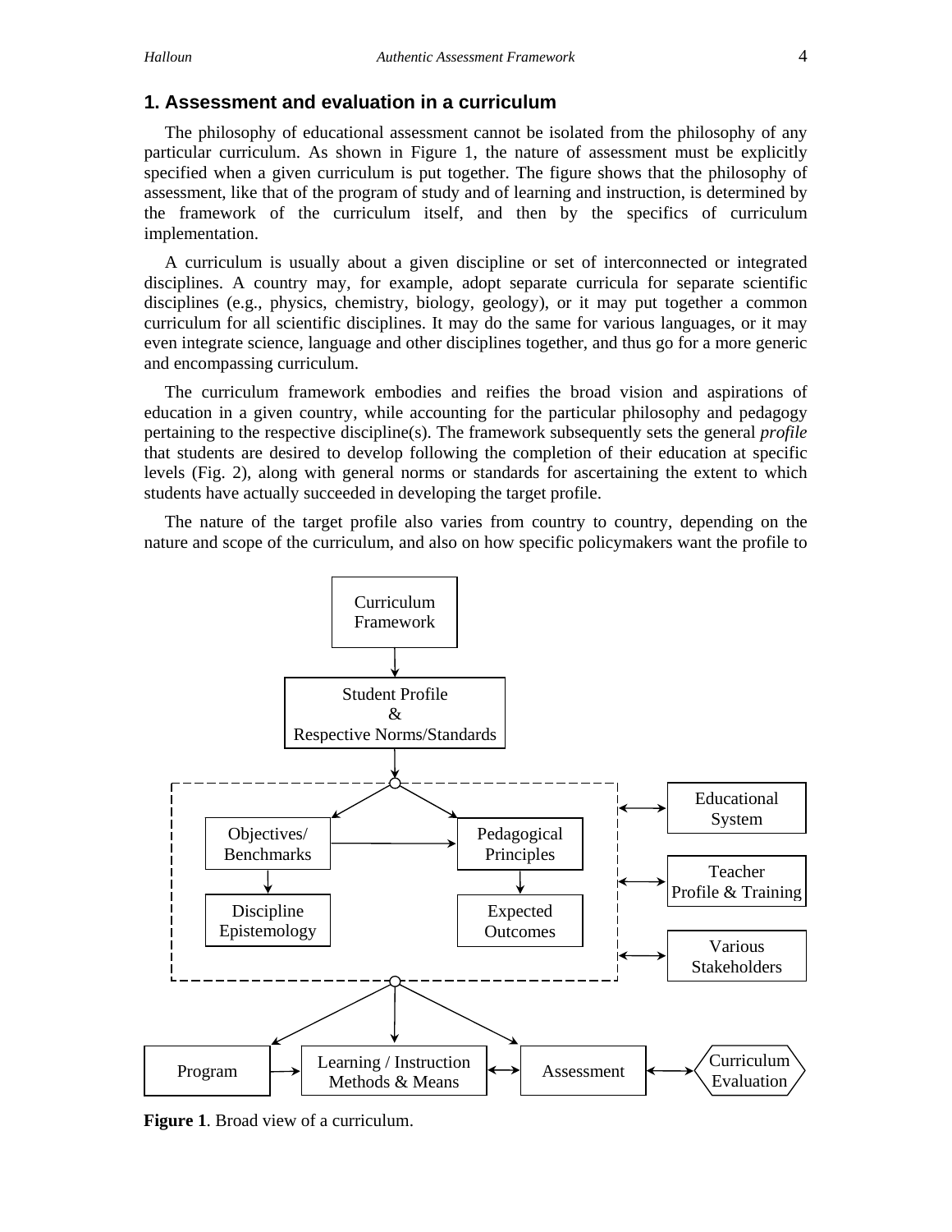## 1. Assessment and evaluation in a curriculum

The philosophy of educational assessment cannot be isolated from the philosophy of any particular curriculum. As shown in Figure 1, the nature of assessment must be explicitly specified when a given curriculum is put together. The figure shows that the philosophy of assessment, like that of the program of study and of learning and instruction, is determined by the framework of the curriculum itself, and then by the specifics of curriculum implementation.

A curriculum is usually about a given discipline or set of interconnected or integrated disciplines. A country may, for example, adopt separate curricula for separate scientific disciplines (e.g., physics, chemistry, biology, geology), or it may put together a common curriculum for all scientific disciplines. It may do the same for various languages, or it may even integrate science, language and other disciplines together, and thus go for a more generic and encompassing curriculum.

The curriculum framework embodies and reifies the broad vision and aspirations of education in a given country, while accounting for the particular philosophy and pedagogy pertaining to the respective discipline(s). The framework subsequently sets the general *profile* that students are desired to develop following the completion of their education at specific levels (Fig. 2), along with general norms or standards for ascertaining the extent to which students have actually succeeded in developing the target profile.

The nature of the target profile also varies from country to country, depending on the nature and scope of the curriculum, and also on how specific policymakers want the profile to

Curriculum Framework

Student Profile & Respective Norms/Standards

Objectives/ Benchmarks

Pedagogical Principles

Discipline Epistemology

Expected Outcomes

Educational System

Teacher Profile & Training

Various Stakeholders

Program

Learning / Instruction Methods & Means

Assessment

Curriculum Evaluation

**Figure 1**. Broad view of a curriculum.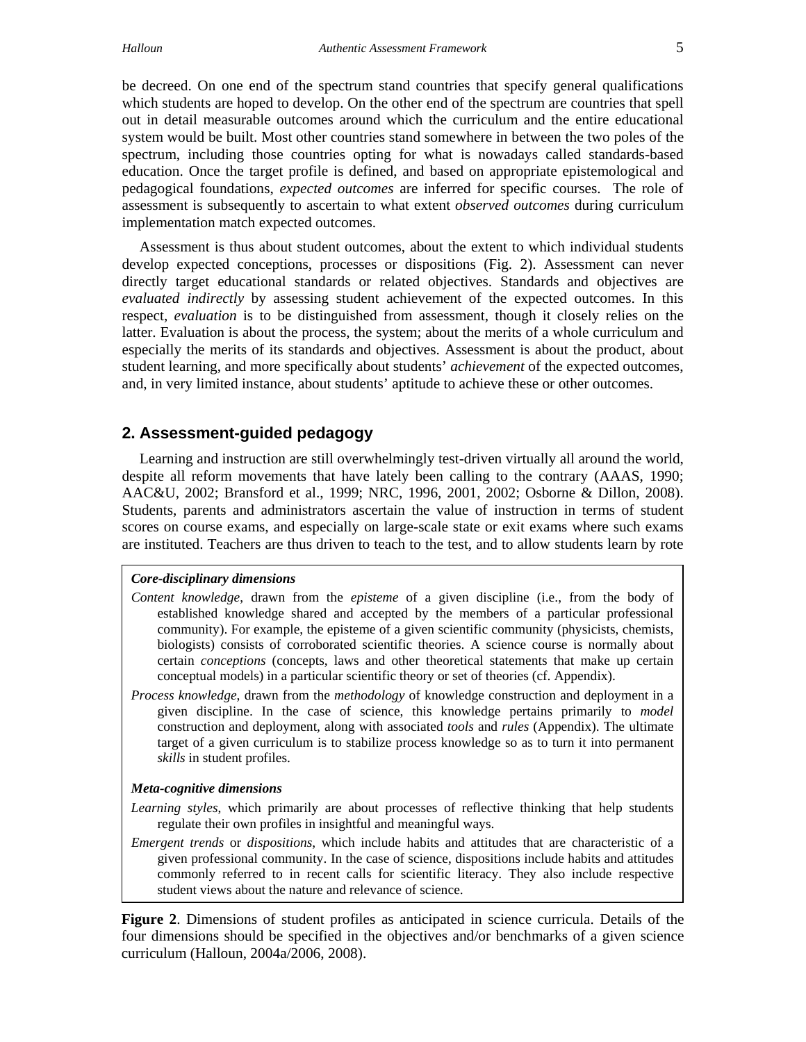be decreed. On one end of the spectrum stand countries that specify general qualifications which students are hoped to develop. On the other end of the spectrum are countries that spell out in detail measurable outcomes around which the curriculum and the entire educational system would be built. Most other countries stand somewhere in between the two poles of the spectrum, including those countries opting for what is nowadays called standards-based education. Once the target profile is defined, and based on appropriate epistemological and pedagogical foundations, *expected outcomes* are inferred for specific courses. The role of assessment is subsequently to ascertain to what extent *observed outcomes* during curriculum implementation match expected outcomes.

Assessment is thus about student outcomes, about the extent to which individual students develop expected conceptions, processes or dispositions (Fig. 2). Assessment can never directly target educational standards or related objectives. Standards and objectives are *evaluated indirectly* by assessing student achievement of the expected outcomes. In this respect, *evaluation* is to be distinguished from assessment, though it closely relies on the latter. Evaluation is about the process, the system; about the merits of a whole curriculum and especially the merits of its standards and objectives. Assessment is about the product, about student learning, and more specifically about students' *achievement* of the expected outcomes, and, in very limited instance, about students' aptitude to achieve these or other outcomes.

## 2. Assessment-guided pedagogy

Learning and instruction are still overwhelmingly test-driven virtually all around the world, despite all reform movements that have lately been calling to the contrary (AAAS, 1990; AAC&U, 2002; Bransford et al., 1999; NRC, 1996, 2001, 2002; Osborne & Dillon, 2008). Students, parents and administrators ascertain the value of instruction in terms of student scores on course exams, and especially on large-scale state or exit exams where such exams are instituted. Teachers are thus driven to teach to the test, and to allow students learn by rote

***Core-disciplinary dimensions***

*Content knowledge*, drawn from the *episteme* of a given discipline (i.e., from the body of established knowledge shared and accepted by the members of a particular professional community). For example, the episteme of a given scientific community (physicists, chemists, biologists) consists of corroborated scientific theories. A science course is normally about certain *conceptions* (concepts, laws and other theoretical statements that make up certain conceptual models) in a particular scientific theory or set of theories (cf. Appendix).

*Process knowledge*, drawn from the *methodology* of knowledge construction and deployment in a given discipline. In the case of science, this knowledge pertains primarily to *model* construction and deployment, along with associated *tools* and *rules* (Appendix). The ultimate target of a given curriculum is to stabilize process knowledge so as to turn it into permanent *skills* in student profiles.

***Meta-cognitive dimensions***

*Learning styles*, which primarily are about processes of reflective thinking that help students regulate their own profiles in insightful and meaningful ways.

*Emergent trends* or *dispositions*, which include habits and attitudes that are characteristic of a given professional community. In the case of science, dispositions include habits and attitudes commonly referred to in recent calls for scientific literacy. They also include respective student views about the nature and relevance of science.

**Figure 2**. Dimensions of student profiles as anticipated in science curricula. Details of the four dimensions should be specified in the objectives and/or benchmarks of a given science curriculum (Halloun, 2004a/2006, 2008).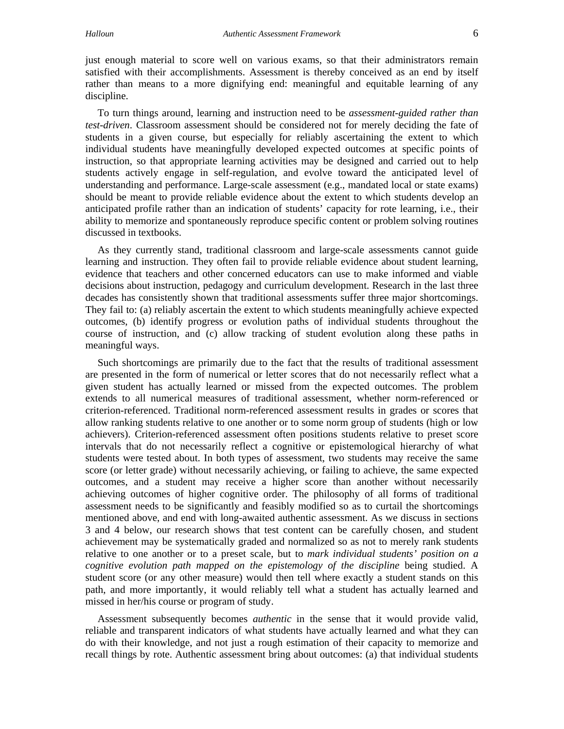just enough material to score well on various exams, so that their administrators remain satisfied with their accomplishments. Assessment is thereby conceived as an end by itself rather than means to a more dignifying end: meaningful and equitable learning of any discipline.

To turn things around, learning and instruction need to be *assessment-guided rather than test-driven*. Classroom assessment should be considered not for merely deciding the fate of students in a given course, but especially for reliably ascertaining the extent to which individual students have meaningfully developed expected outcomes at specific points of instruction, so that appropriate learning activities may be designed and carried out to help students actively engage in self-regulation, and evolve toward the anticipated level of understanding and performance. Large-scale assessment (e.g., mandated local or state exams) should be meant to provide reliable evidence about the extent to which students develop an anticipated profile rather than an indication of students' capacity for rote learning, i.e., their ability to memorize and spontaneously reproduce specific content or problem solving routines discussed in textbooks.

As they currently stand, traditional classroom and large-scale assessments cannot guide learning and instruction. They often fail to provide reliable evidence about student learning, evidence that teachers and other concerned educators can use to make informed and viable decisions about instruction, pedagogy and curriculum development. Research in the last three decades has consistently shown that traditional assessments suffer three major shortcomings. They fail to: (a) reliably ascertain the extent to which students meaningfully achieve expected outcomes, (b) identify progress or evolution paths of individual students throughout the course of instruction, and (c) allow tracking of student evolution along these paths in meaningful ways.

Such shortcomings are primarily due to the fact that the results of traditional assessment are presented in the form of numerical or letter scores that do not necessarily reflect what a given student has actually learned or missed from the expected outcomes. The problem extends to all numerical measures of traditional assessment, whether norm-referenced or criterion-referenced. Traditional norm-referenced assessment results in grades or scores that allow ranking students relative to one another or to some norm group of students (high or low achievers). Criterion-referenced assessment often positions students relative to preset score intervals that do not necessarily reflect a cognitive or epistemological hierarchy of what students were tested about. In both types of assessment, two students may receive the same score (or letter grade) without necessarily achieving, or failing to achieve, the same expected outcomes, and a student may receive a higher score than another without necessarily achieving outcomes of higher cognitive order. The philosophy of all forms of traditional assessment needs to be significantly and feasibly modified so as to curtail the shortcomings mentioned above, and end with long-awaited authentic assessment. As we discuss in sections 3 and 4 below, our research shows that test content can be carefully chosen, and student achievement may be systematically graded and normalized so as not to merely rank students relative to one another or to a preset scale, but to *mark individual students' position on a cognitive evolution path mapped on the epistemology of the discipline* being studied. A student score (or any other measure) would then tell where exactly a student stands on this path, and more importantly, it would reliably tell what a student has actually learned and missed in her/his course or program of study.

Assessment subsequently becomes *authentic* in the sense that it would provide valid, reliable and transparent indicators of what students have actually learned and what they can do with their knowledge, and not just a rough estimation of their capacity to memorize and recall things by rote. Authentic assessment bring about outcomes: (a) that individual students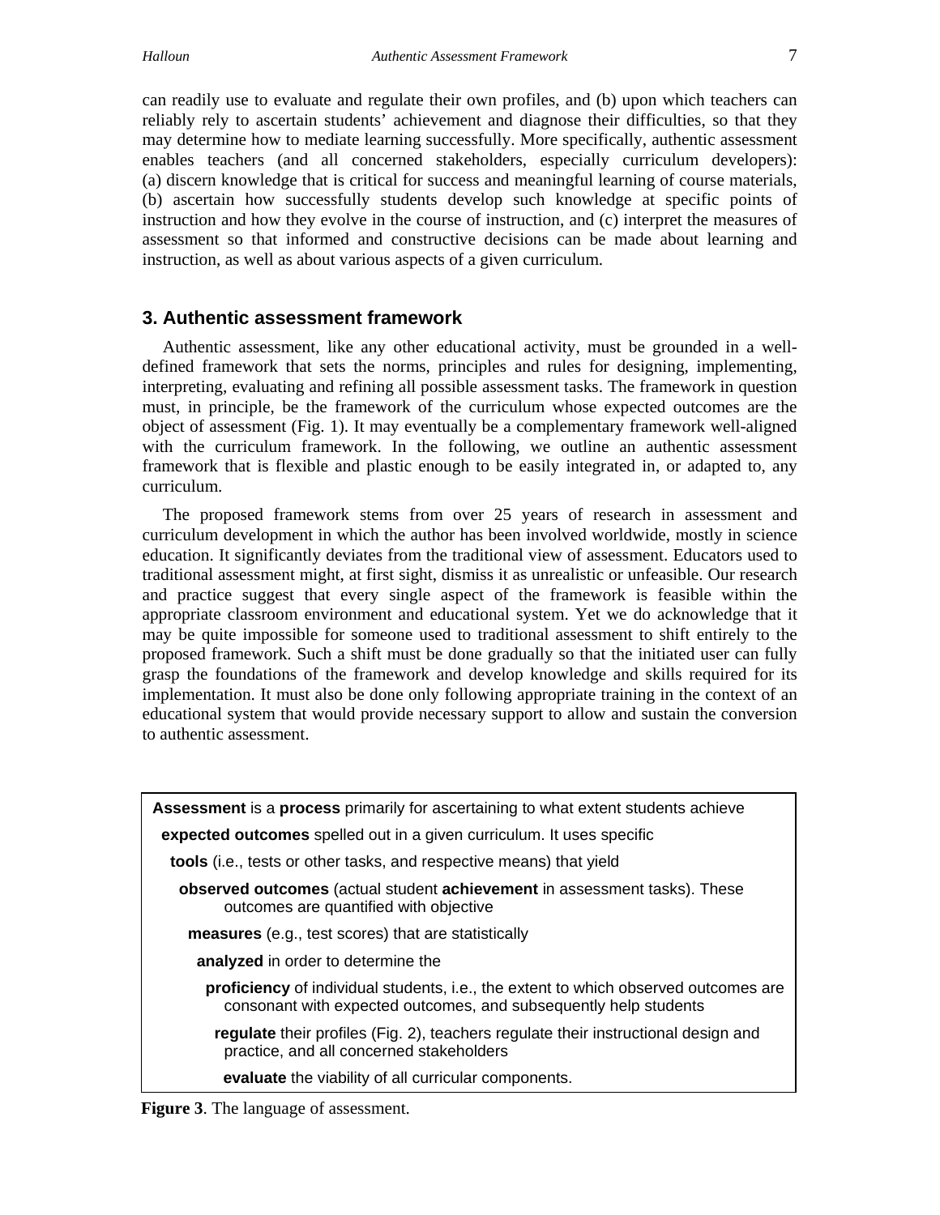can readily use to evaluate and regulate their own profiles, and (b) upon which teachers can reliably rely to ascertain students' achievement and diagnose their difficulties, so that they may determine how to mediate learning successfully. More specifically, authentic assessment enables teachers (and all concerned stakeholders, especially curriculum developers): (a) discern knowledge that is critical for success and meaningful learning of course materials, (b) ascertain how successfully students develop such knowledge at specific points of instruction and how they evolve in the course of instruction, and (c) interpret the measures of assessment so that informed and constructive decisions can be made about learning and instruction, as well as about various aspects of a given curriculum.

## 3. Authentic assessment framework

Authentic assessment, like any other educational activity, must be grounded in a well-defined framework that sets the norms, principles and rules for designing, implementing, interpreting, evaluating and refining all possible assessment tasks. The framework in question must, in principle, be the framework of the curriculum whose expected outcomes are the object of assessment (Fig. 1). It may eventually be a complementary framework well-aligned with the curriculum framework. In the following, we outline an authentic assessment framework that is flexible and plastic enough to be easily integrated in, or adapted to, any curriculum.

The proposed framework stems from over 25 years of research in assessment and curriculum development in which the author has been involved worldwide, mostly in science education. It significantly deviates from the traditional view of assessment. Educators used to traditional assessment might, at first sight, dismiss it as unrealistic or unfeasible. Our research and practice suggest that every single aspect of the framework is feasible within the appropriate classroom environment and educational system. Yet we do acknowledge that it may be quite impossible for someone used to traditional assessment to shift entirely to the proposed framework. Such a shift must be done gradually so that the initiated user can fully grasp the foundations of the framework and develop knowledge and skills required for its implementation. It must also be done only following appropriate training in the context of an educational system that would provide necessary support to allow and sustain the conversion to authentic assessment.

**Assessment** is a **process** primarily for ascertaining to what extent students achieve

**expected outcomes** spelled out in a given curriculum. It uses specific

**tools** (i.e., tests or other tasks, and respective means) that yield

**observed outcomes** (actual student **achievement** in assessment tasks). These outcomes are quantified with objective

**measures** (e.g., test scores) that are statistically

**analyzed** in order to determine the

**proficiency** of individual students, i.e., the extent to which observed outcomes are consonant with expected outcomes, and subsequently help students

**regulate** their profiles (Fig. 2), teachers regulate their instructional design and practice, and all concerned stakeholders

**evaluate** the viability of all curricular components.

**Figure 3**. The language of assessment.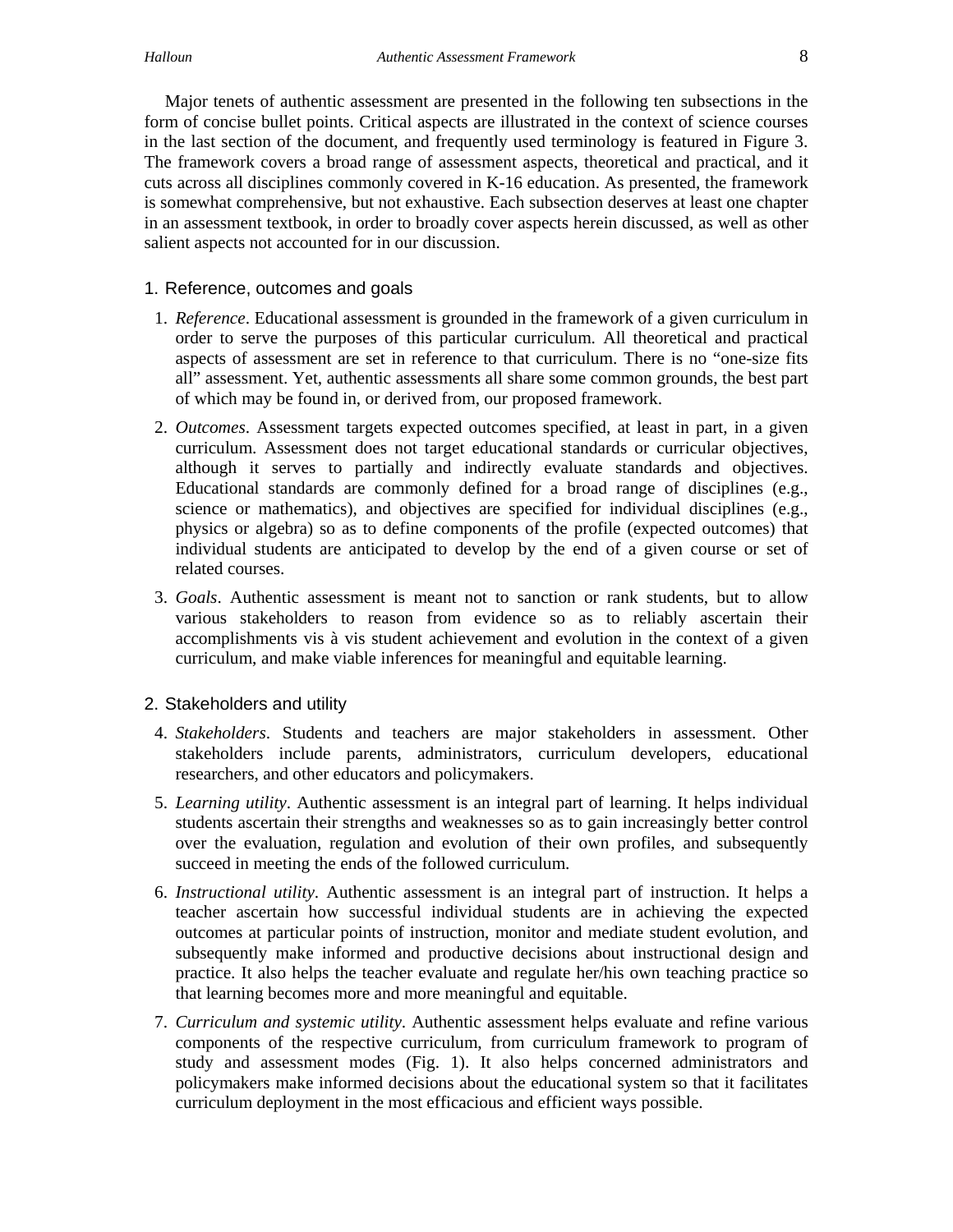Major tenets of authentic assessment are presented in the following ten subsections in the form of concise bullet points. Critical aspects are illustrated in the context of science courses in the last section of the document, and frequently used terminology is featured in Figure 3. The framework covers a broad range of assessment aspects, theoretical and practical, and it cuts across all disciplines commonly covered in K-16 education. As presented, the framework is somewhat comprehensive, but not exhaustive. Each subsection deserves at least one chapter in an assessment textbook, in order to broadly cover aspects herein discussed, as well as other salient aspects not accounted for in our discussion.

### 1. Reference, outcomes and goals

1. *Reference*. Educational assessment is grounded in the framework of a given curriculum in order to serve the purposes of this particular curriculum. All theoretical and practical aspects of assessment are set in reference to that curriculum. There is no "one-size fits all" assessment. Yet, authentic assessments all share some common grounds, the best part of which may be found in, or derived from, our proposed framework.
2. *Outcomes*. Assessment targets expected outcomes specified, at least in part, in a given curriculum. Assessment does not target educational standards or curricular objectives, although it serves to partially and indirectly evaluate standards and objectives. Educational standards are commonly defined for a broad range of disciplines (e.g., science or mathematics), and objectives are specified for individual disciplines (e.g., physics or algebra) so as to define components of the profile (expected outcomes) that individual students are anticipated to develop by the end of a given course or set of related courses.
3. *Goals*. Authentic assessment is meant not to sanction or rank students, but to allow various stakeholders to reason from evidence so as to reliably ascertain their accomplishments vis à vis student achievement and evolution in the context of a given curriculum, and make viable inferences for meaningful and equitable learning.

### 2. Stakeholders and utility

4. *Stakeholders*. Students and teachers are major stakeholders in assessment. Other stakeholders include parents, administrators, curriculum developers, educational researchers, and other educators and policymakers.
5. *Learning utility*. Authentic assessment is an integral part of learning. It helps individual students ascertain their strengths and weaknesses so as to gain increasingly better control over the evaluation, regulation and evolution of their own profiles, and subsequently succeed in meeting the ends of the followed curriculum.
6. *Instructional utility*. Authentic assessment is an integral part of instruction. It helps a teacher ascertain how successful individual students are in achieving the expected outcomes at particular points of instruction, monitor and mediate student evolution, and subsequently make informed and productive decisions about instructional design and practice. It also helps the teacher evaluate and regulate her/his own teaching practice so that learning becomes more and more meaningful and equitable.
7. *Curriculum and systemic utility*. Authentic assessment helps evaluate and refine various components of the respective curriculum, from curriculum framework to program of study and assessment modes (Fig. 1). It also helps concerned administrators and policymakers make informed decisions about the educational system so that it facilitates curriculum deployment in the most efficacious and efficient ways possible.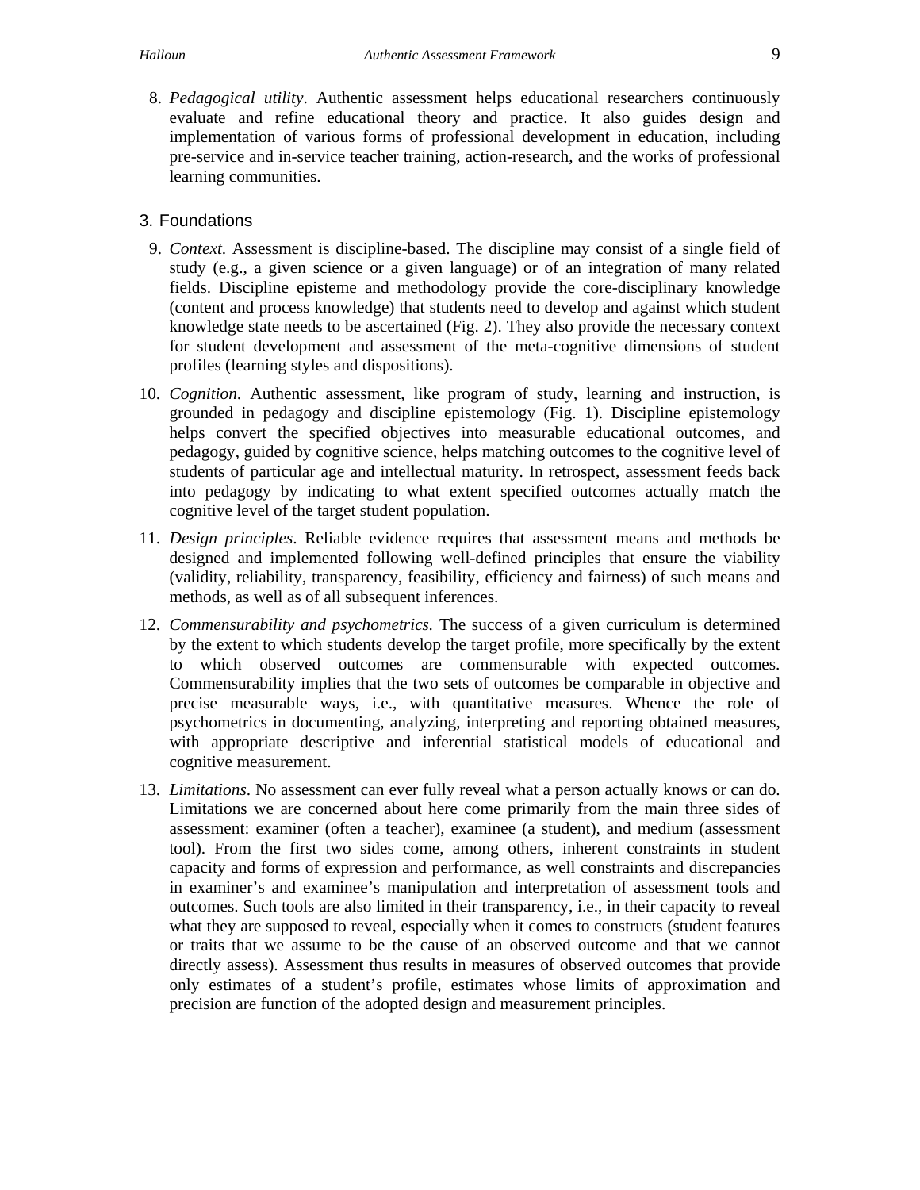8. *Pedagogical utility*. Authentic assessment helps educational researchers continuously evaluate and refine educational theory and practice. It also guides design and implementation of various forms of professional development in education, including pre-service and in-service teacher training, action-research, and the works of professional learning communities.

## 3. Foundations

9. *Context*. Assessment is discipline-based. The discipline may consist of a single field of study (e.g., a given science or a given language) or of an integration of many related fields. Discipline episteme and methodology provide the core-disciplinary knowledge (content and process knowledge) that students need to develop and against which student knowledge state needs to be ascertained (Fig. 2). They also provide the necessary context for student development and assessment of the meta-cognitive dimensions of student profiles (learning styles and dispositions).
10. *Cognition*. Authentic assessment, like program of study, learning and instruction, is grounded in pedagogy and discipline epistemology (Fig. 1). Discipline epistemology helps convert the specified objectives into measurable educational outcomes, and pedagogy, guided by cognitive science, helps matching outcomes to the cognitive level of students of particular age and intellectual maturity. In retrospect, assessment feeds back into pedagogy by indicating to what extent specified outcomes actually match the cognitive level of the target student population.
11. *Design principles*. Reliable evidence requires that assessment means and methods be designed and implemented following well-defined principles that ensure the viability (validity, reliability, transparency, feasibility, efficiency and fairness) of such means and methods, as well as of all subsequent inferences.
12. *Commensurability and psychometrics.* The success of a given curriculum is determined by the extent to which students develop the target profile, more specifically by the extent to which observed outcomes are commensurable with expected outcomes. Commensurability implies that the two sets of outcomes be comparable in objective and precise measurable ways, i.e., with quantitative measures. Whence the role of psychometrics in documenting, analyzing, interpreting and reporting obtained measures, with appropriate descriptive and inferential statistical models of educational and cognitive measurement.
13. *Limitations*. No assessment can ever fully reveal what a person actually knows or can do. Limitations we are concerned about here come primarily from the main three sides of assessment: examiner (often a teacher), examinee (a student), and medium (assessment tool). From the first two sides come, among others, inherent constraints in student capacity and forms of expression and performance, as well constraints and discrepancies in examiner's and examinee's manipulation and interpretation of assessment tools and outcomes. Such tools are also limited in their transparency, i.e., in their capacity to reveal what they are supposed to reveal, especially when it comes to constructs (student features or traits that we assume to be the cause of an observed outcome and that we cannot directly assess). Assessment thus results in measures of observed outcomes that provide only estimates of a student's profile, estimates whose limits of approximation and precision are function of the adopted design and measurement principles.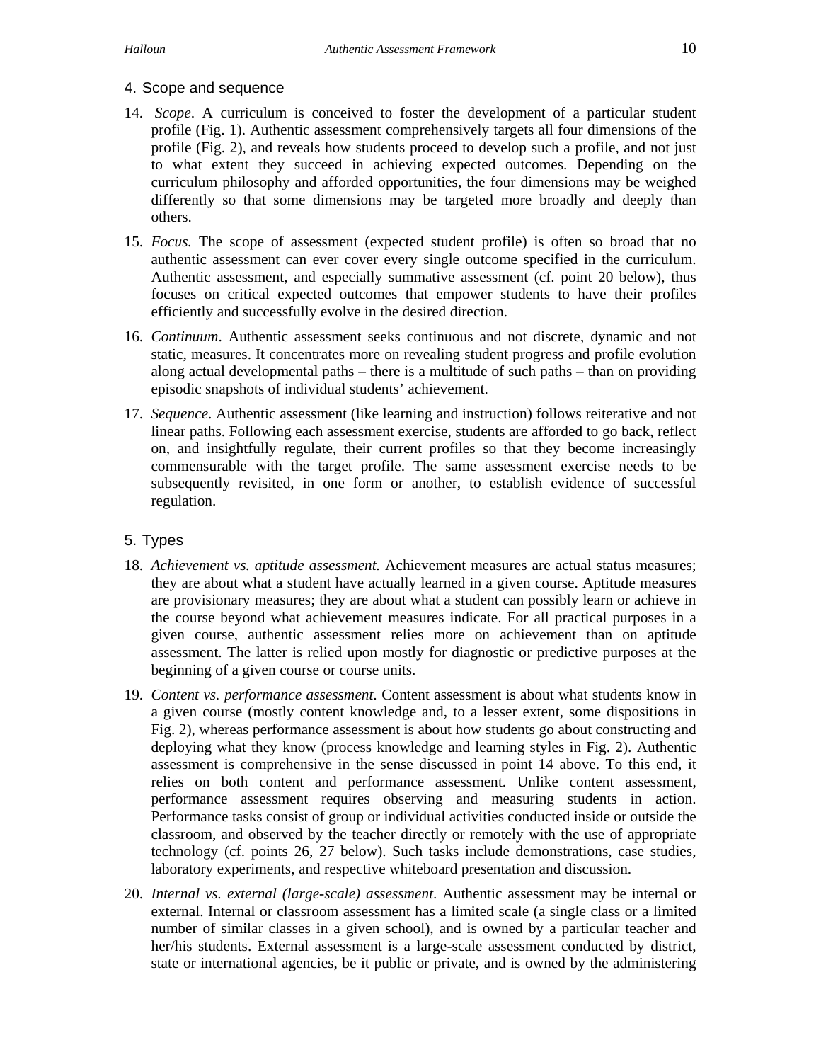## 4. Scope and sequence

14. *Scope*. A curriculum is conceived to foster the development of a particular student profile (Fig. 1). Authentic assessment comprehensively targets all four dimensions of the profile (Fig. 2), and reveals how students proceed to develop such a profile, and not just to what extent they succeed in achieving expected outcomes. Depending on the curriculum philosophy and afforded opportunities, the four dimensions may be weighed differently so that some dimensions may be targeted more broadly and deeply than others.

15. *Focus.* The scope of assessment (expected student profile) is often so broad that no authentic assessment can ever cover every single outcome specified in the curriculum. Authentic assessment, and especially summative assessment (cf. point 20 below), thus focuses on critical expected outcomes that empower students to have their profiles efficiently and successfully evolve in the desired direction.

16. *Continuum*. Authentic assessment seeks continuous and not discrete, dynamic and not static, measures. It concentrates more on revealing student progress and profile evolution along actual developmental paths – there is a multitude of such paths – than on providing episodic snapshots of individual students' achievement.

17. *Sequence*. Authentic assessment (like learning and instruction) follows reiterative and not linear paths. Following each assessment exercise, students are afforded to go back, reflect on, and insightfully regulate, their current profiles so that they become increasingly commensurable with the target profile. The same assessment exercise needs to be subsequently revisited, in one form or another, to establish evidence of successful regulation.

## 5. Types

18. *Achievement vs. aptitude assessment.* Achievement measures are actual status measures; they are about what a student have actually learned in a given course. Aptitude measures are provisionary measures; they are about what a student can possibly learn or achieve in the course beyond what achievement measures indicate. For all practical purposes in a given course, authentic assessment relies more on achievement than on aptitude assessment. The latter is relied upon mostly for diagnostic or predictive purposes at the beginning of a given course or course units.

19. *Content vs. performance assessment*. Content assessment is about what students know in a given course (mostly content knowledge and, to a lesser extent, some dispositions in Fig. 2), whereas performance assessment is about how students go about constructing and deploying what they know (process knowledge and learning styles in Fig. 2). Authentic assessment is comprehensive in the sense discussed in point 14 above. To this end, it relies on both content and performance assessment. Unlike content assessment, performance assessment requires observing and measuring students in action. Performance tasks consist of group or individual activities conducted inside or outside the classroom, and observed by the teacher directly or remotely with the use of appropriate technology (cf. points 26, 27 below). Such tasks include demonstrations, case studies, laboratory experiments, and respective whiteboard presentation and discussion.

20. *Internal vs. external (large-scale) assessment*. Authentic assessment may be internal or external. Internal or classroom assessment has a limited scale (a single class or a limited number of similar classes in a given school), and is owned by a particular teacher and her/his students. External assessment is a large-scale assessment conducted by district, state or international agencies, be it public or private, and is owned by the administering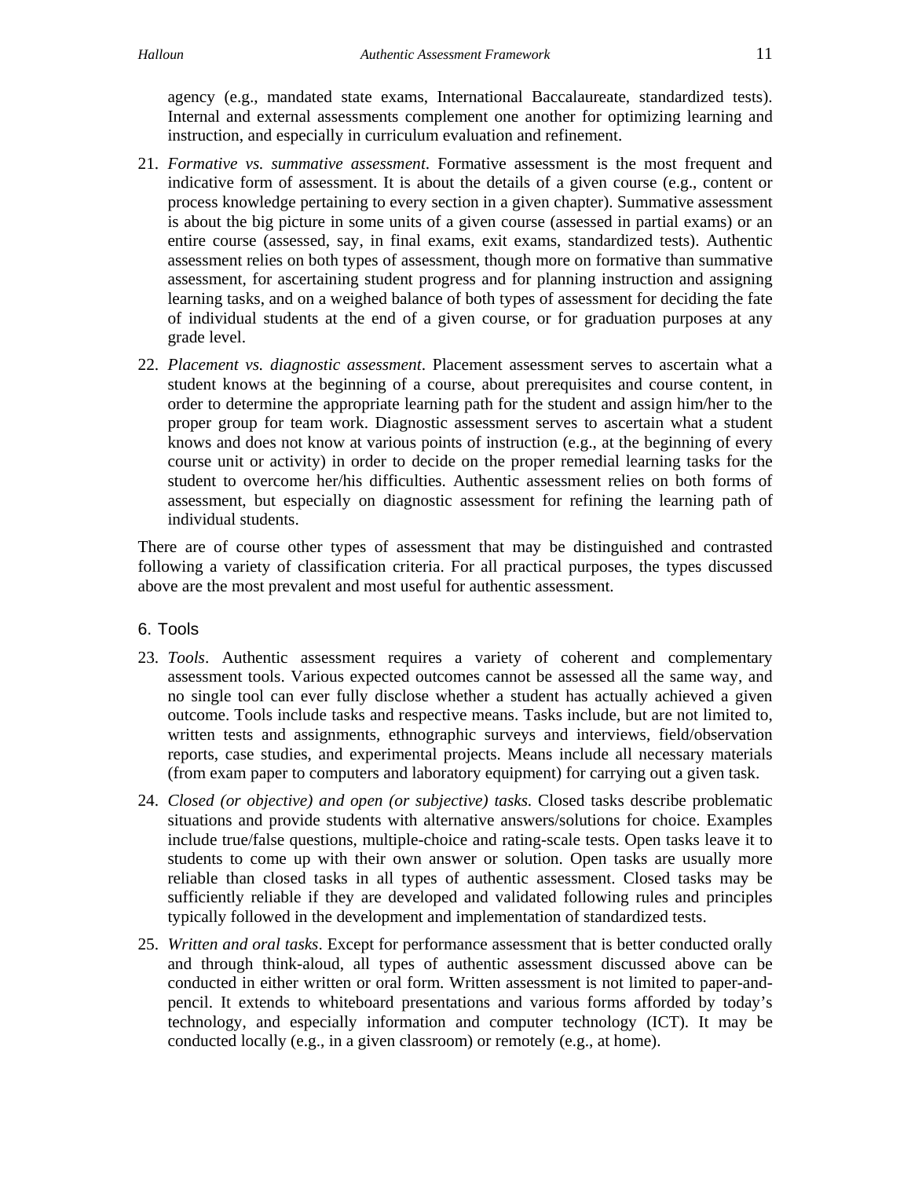agency (e.g., mandated state exams, International Baccalaureate, standardized tests). Internal and external assessments complement one another for optimizing learning and instruction, and especially in curriculum evaluation and refinement.

21. *Formative vs. summative assessment*. Formative assessment is the most frequent and indicative form of assessment. It is about the details of a given course (e.g., content or process knowledge pertaining to every section in a given chapter). Summative assessment is about the big picture in some units of a given course (assessed in partial exams) or an entire course (assessed, say, in final exams, exit exams, standardized tests). Authentic assessment relies on both types of assessment, though more on formative than summative assessment, for ascertaining student progress and for planning instruction and assigning learning tasks, and on a weighed balance of both types of assessment for deciding the fate of individual students at the end of a given course, or for graduation purposes at any grade level.

22. *Placement vs. diagnostic assessment*. Placement assessment serves to ascertain what a student knows at the beginning of a course, about prerequisites and course content, in order to determine the appropriate learning path for the student and assign him/her to the proper group for team work. Diagnostic assessment serves to ascertain what a student knows and does not know at various points of instruction (e.g., at the beginning of every course unit or activity) in order to decide on the proper remedial learning tasks for the student to overcome her/his difficulties. Authentic assessment relies on both forms of assessment, but especially on diagnostic assessment for refining the learning path of individual students.

There are of course other types of assessment that may be distinguished and contrasted following a variety of classification criteria. For all practical purposes, the types discussed above are the most prevalent and most useful for authentic assessment.

## 6. Tools

23. *Tools*. Authentic assessment requires a variety of coherent and complementary assessment tools. Various expected outcomes cannot be assessed all the same way, and no single tool can ever fully disclose whether a student has actually achieved a given outcome. Tools include tasks and respective means. Tasks include, but are not limited to, written tests and assignments, ethnographic surveys and interviews, field/observation reports, case studies, and experimental projects. Means include all necessary materials (from exam paper to computers and laboratory equipment) for carrying out a given task.

24. *Closed (or objective) and open (or subjective) tasks*. Closed tasks describe problematic situations and provide students with alternative answers/solutions for choice. Examples include true/false questions, multiple-choice and rating-scale tests. Open tasks leave it to students to come up with their own answer or solution. Open tasks are usually more reliable than closed tasks in all types of authentic assessment. Closed tasks may be sufficiently reliable if they are developed and validated following rules and principles typically followed in the development and implementation of standardized tests.

25. *Written and oral tasks*. Except for performance assessment that is better conducted orally and through think-aloud, all types of authentic assessment discussed above can be conducted in either written or oral form. Written assessment is not limited to paper-and-pencil. It extends to whiteboard presentations and various forms afforded by today's technology, and especially information and computer technology (ICT). It may be conducted locally (e.g., in a given classroom) or remotely (e.g., at home).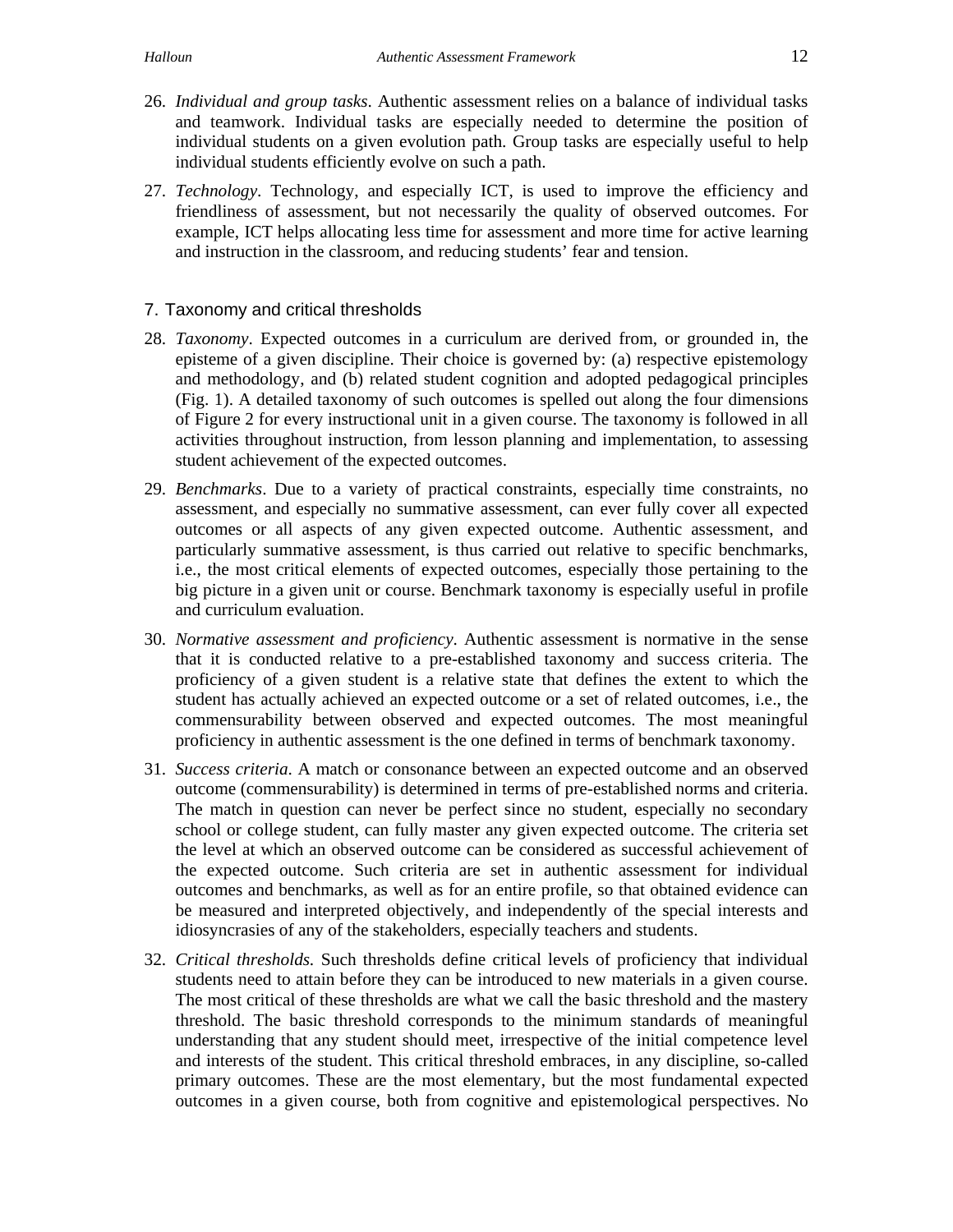26. *Individual and group tasks*. Authentic assessment relies on a balance of individual tasks and teamwork. Individual tasks are especially needed to determine the position of individual students on a given evolution path. Group tasks are especially useful to help individual students efficiently evolve on such a path.

27. *Technology*. Technology, and especially ICT, is used to improve the efficiency and friendliness of assessment, but not necessarily the quality of observed outcomes. For example, ICT helps allocating less time for assessment and more time for active learning and instruction in the classroom, and reducing students' fear and tension.

## 7. Taxonomy and critical thresholds

28. *Taxonomy*. Expected outcomes in a curriculum are derived from, or grounded in, the episteme of a given discipline. Their choice is governed by: (a) respective epistemology and methodology, and (b) related student cognition and adopted pedagogical principles (Fig. 1). A detailed taxonomy of such outcomes is spelled out along the four dimensions of Figure 2 for every instructional unit in a given course. The taxonomy is followed in all activities throughout instruction, from lesson planning and implementation, to assessing student achievement of the expected outcomes.

29. *Benchmarks*. Due to a variety of practical constraints, especially time constraints, no assessment, and especially no summative assessment, can ever fully cover all expected outcomes or all aspects of any given expected outcome. Authentic assessment, and particularly summative assessment, is thus carried out relative to specific benchmarks, i.e., the most critical elements of expected outcomes, especially those pertaining to the big picture in a given unit or course. Benchmark taxonomy is especially useful in profile and curriculum evaluation.

30. *Normative assessment and proficiency*. Authentic assessment is normative in the sense that it is conducted relative to a pre-established taxonomy and success criteria. The proficiency of a given student is a relative state that defines the extent to which the student has actually achieved an expected outcome or a set of related outcomes, i.e., the commensurability between observed and expected outcomes. The most meaningful proficiency in authentic assessment is the one defined in terms of benchmark taxonomy.

31. *Success criteria*. A match or consonance between an expected outcome and an observed outcome (commensurability) is determined in terms of pre-established norms and criteria. The match in question can never be perfect since no student, especially no secondary school or college student, can fully master any given expected outcome. The criteria set the level at which an observed outcome can be considered as successful achievement of the expected outcome. Such criteria are set in authentic assessment for individual outcomes and benchmarks, as well as for an entire profile, so that obtained evidence can be measured and interpreted objectively, and independently of the special interests and idiosyncrasies of any of the stakeholders, especially teachers and students.

32. *Critical thresholds*. Such thresholds define critical levels of proficiency that individual students need to attain before they can be introduced to new materials in a given course. The most critical of these thresholds are what we call the basic threshold and the mastery threshold. The basic threshold corresponds to the minimum standards of meaningful understanding that any student should meet, irrespective of the initial competence level and interests of the student. This critical threshold embraces, in any discipline, so-called primary outcomes. These are the most elementary, but the most fundamental expected outcomes in a given course, both from cognitive and epistemological perspectives. No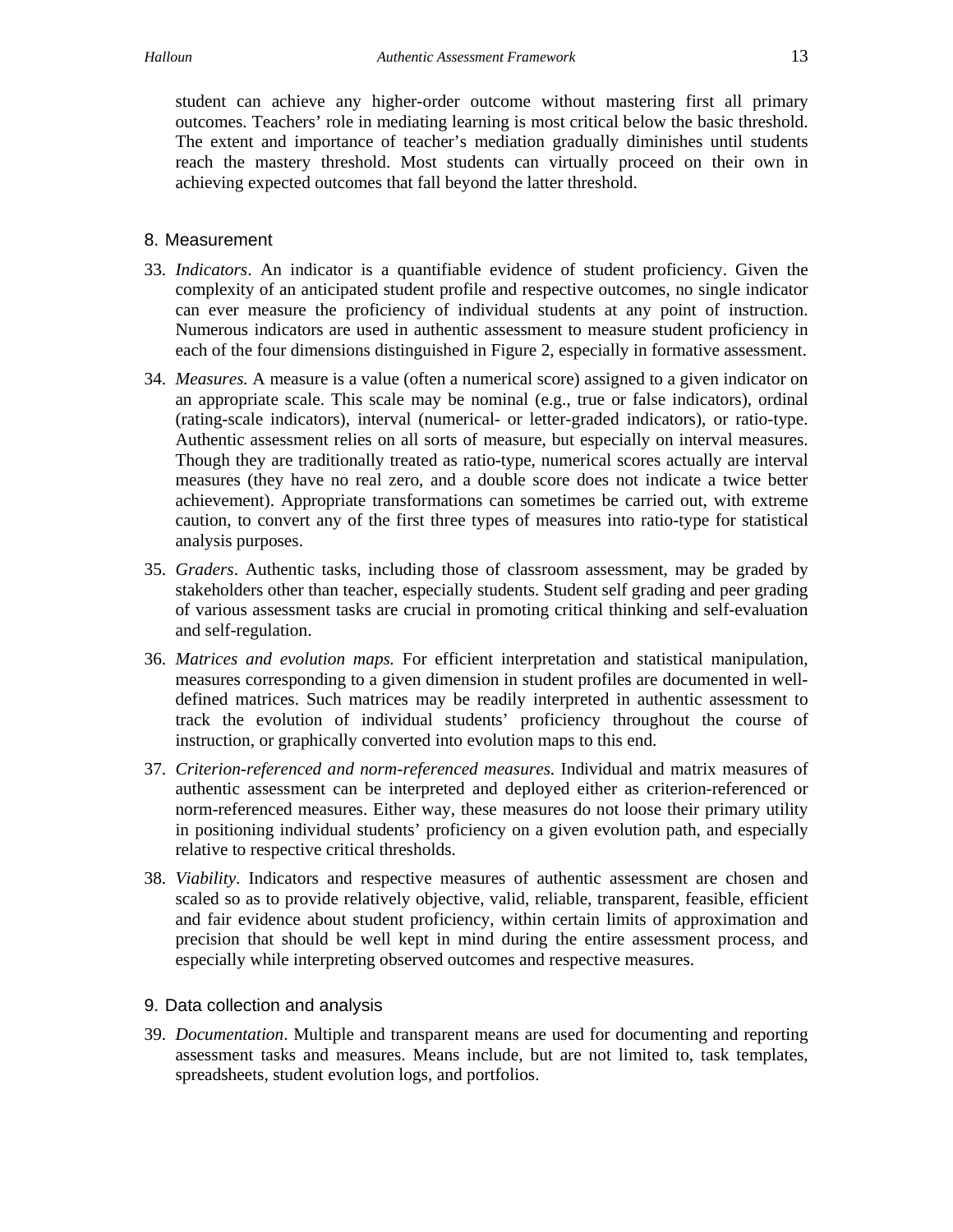student can achieve any higher-order outcome without mastering first all primary outcomes. Teachers' role in mediating learning is most critical below the basic threshold. The extent and importance of teacher's mediation gradually diminishes until students reach the mastery threshold. Most students can virtually proceed on their own in achieving expected outcomes that fall beyond the latter threshold.

## 8. Measurement

33. *Indicators*. An indicator is a quantifiable evidence of student proficiency. Given the complexity of an anticipated student profile and respective outcomes, no single indicator can ever measure the proficiency of individual students at any point of instruction. Numerous indicators are used in authentic assessment to measure student proficiency in each of the four dimensions distinguished in Figure 2, especially in formative assessment.

34. *Measures.* A measure is a value (often a numerical score) assigned to a given indicator on an appropriate scale. This scale may be nominal (e.g., true or false indicators), ordinal (rating-scale indicators), interval (numerical- or letter-graded indicators), or ratio-type. Authentic assessment relies on all sorts of measure, but especially on interval measures. Though they are traditionally treated as ratio-type, numerical scores actually are interval measures (they have no real zero, and a double score does not indicate a twice better achievement). Appropriate transformations can sometimes be carried out, with extreme caution, to convert any of the first three types of measures into ratio-type for statistical analysis purposes.

35. *Graders*. Authentic tasks, including those of classroom assessment, may be graded by stakeholders other than teacher, especially students. Student self grading and peer grading of various assessment tasks are crucial in promoting critical thinking and self-evaluation and self-regulation.

36. *Matrices and evolution maps.* For efficient interpretation and statistical manipulation, measures corresponding to a given dimension in student profiles are documented in well-defined matrices. Such matrices may be readily interpreted in authentic assessment to track the evolution of individual students' proficiency throughout the course of instruction, or graphically converted into evolution maps to this end.

37. *Criterion-referenced and norm-referenced measures.* Individual and matrix measures of authentic assessment can be interpreted and deployed either as criterion-referenced or norm-referenced measures. Either way, these measures do not loose their primary utility in positioning individual students' proficiency on a given evolution path, and especially relative to respective critical thresholds.

38. *Viability*. Indicators and respective measures of authentic assessment are chosen and scaled so as to provide relatively objective, valid, reliable, transparent, feasible, efficient and fair evidence about student proficiency, within certain limits of approximation and precision that should be well kept in mind during the entire assessment process, and especially while interpreting observed outcomes and respective measures.

## 9. Data collection and analysis

39. *Documentation*. Multiple and transparent means are used for documenting and reporting assessment tasks and measures. Means include, but are not limited to, task templates, spreadsheets, student evolution logs, and portfolios.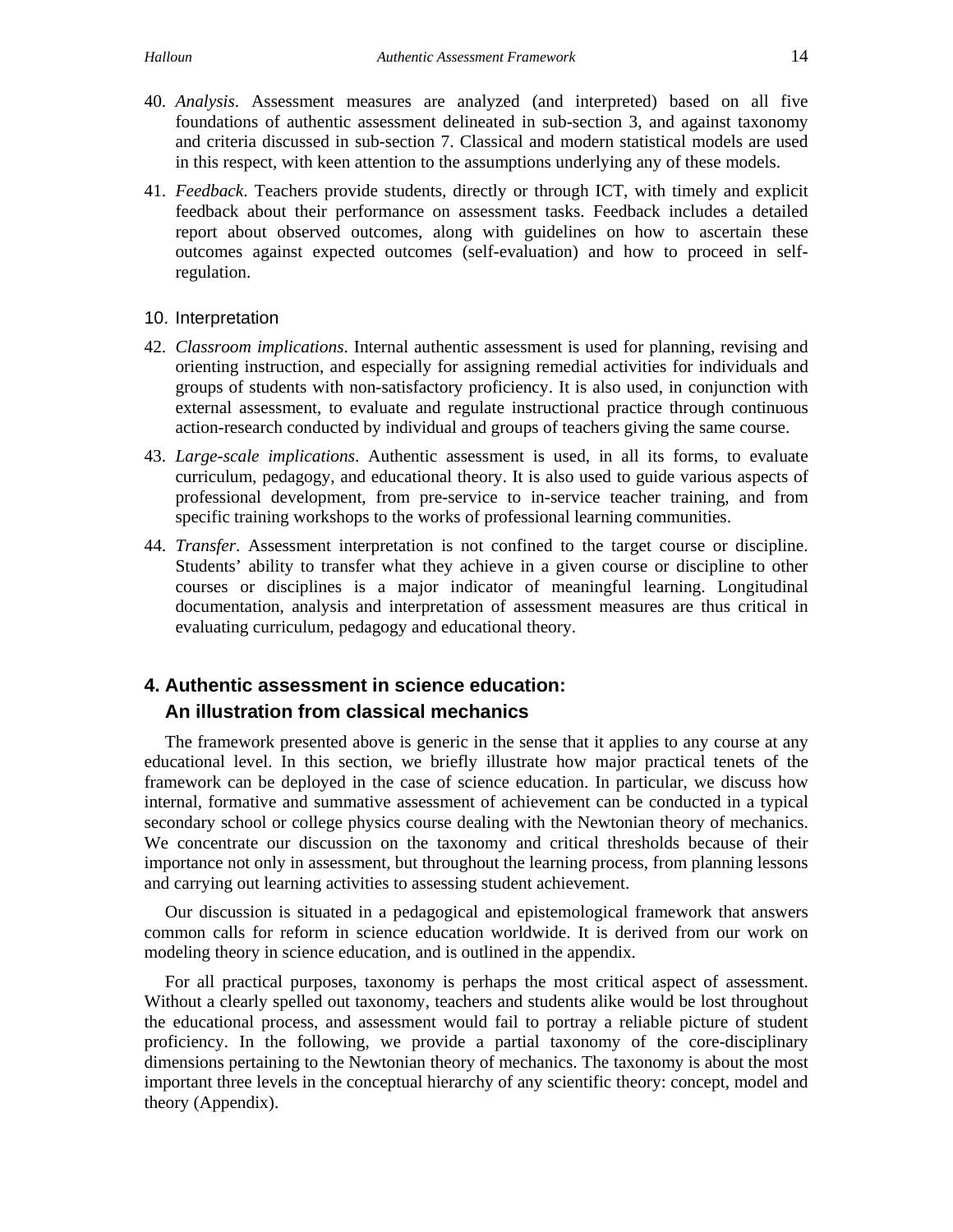40. *Analysis*. Assessment measures are analyzed (and interpreted) based on all five foundations of authentic assessment delineated in sub-section 3, and against taxonomy and criteria discussed in sub-section 7. Classical and modern statistical models are used in this respect, with keen attention to the assumptions underlying any of these models.

41. *Feedback*. Teachers provide students, directly or through ICT, with timely and explicit feedback about their performance on assessment tasks. Feedback includes a detailed report about observed outcomes, along with guidelines on how to ascertain these outcomes against expected outcomes (self-evaluation) and how to proceed in self-regulation.

### 10. Interpretation

42. *Classroom implications*. Internal authentic assessment is used for planning, revising and orienting instruction, and especially for assigning remedial activities for individuals and groups of students with non-satisfactory proficiency. It is also used, in conjunction with external assessment, to evaluate and regulate instructional practice through continuous action-research conducted by individual and groups of teachers giving the same course.

43. *Large-scale implications*. Authentic assessment is used, in all its forms, to evaluate curriculum, pedagogy, and educational theory. It is also used to guide various aspects of professional development, from pre-service to in-service teacher training, and from specific training workshops to the works of professional learning communities.

44. *Transfer*. Assessment interpretation is not confined to the target course or discipline. Students' ability to transfer what they achieve in a given course or discipline to other courses or disciplines is a major indicator of meaningful learning. Longitudinal documentation, analysis and interpretation of assessment measures are thus critical in evaluating curriculum, pedagogy and educational theory.

## 4. Authentic assessment in science education: An illustration from classical mechanics

The framework presented above is generic in the sense that it applies to any course at any educational level. In this section, we briefly illustrate how major practical tenets of the framework can be deployed in the case of science education. In particular, we discuss how internal, formative and summative assessment of achievement can be conducted in a typical secondary school or college physics course dealing with the Newtonian theory of mechanics. We concentrate our discussion on the taxonomy and critical thresholds because of their importance not only in assessment, but throughout the learning process, from planning lessons and carrying out learning activities to assessing student achievement.

Our discussion is situated in a pedagogical and epistemological framework that answers common calls for reform in science education worldwide. It is derived from our work on modeling theory in science education, and is outlined in the appendix.

For all practical purposes, taxonomy is perhaps the most critical aspect of assessment. Without a clearly spelled out taxonomy, teachers and students alike would be lost throughout the educational process, and assessment would fail to portray a reliable picture of student proficiency. In the following, we provide a partial taxonomy of the core-disciplinary dimensions pertaining to the Newtonian theory of mechanics. The taxonomy is about the most important three levels in the conceptual hierarchy of any scientific theory: concept, model and theory (Appendix).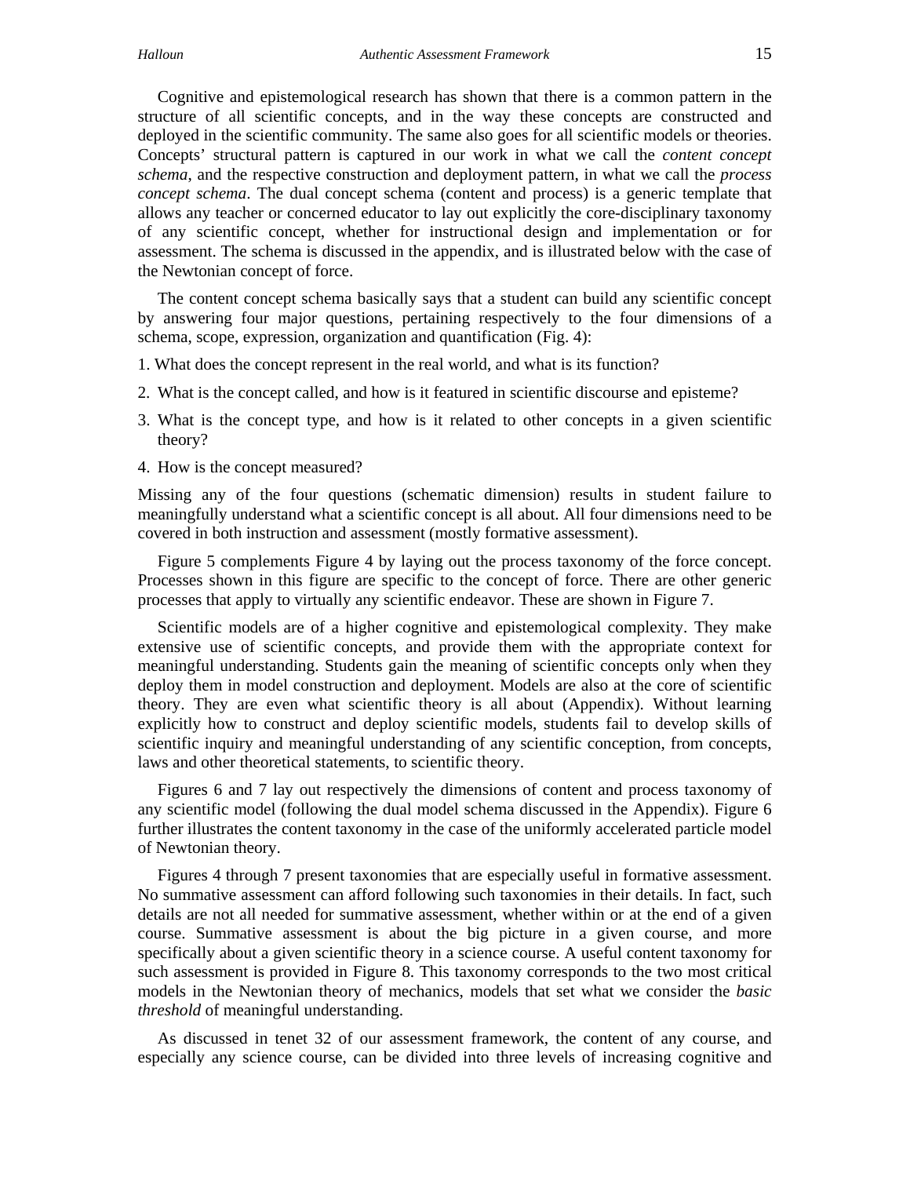Cognitive and epistemological research has shown that there is a common pattern in the structure of all scientific concepts, and in the way these concepts are constructed and deployed in the scientific community. The same also goes for all scientific models or theories. Concepts' structural pattern is captured in our work in what we call the *content concept schema*, and the respective construction and deployment pattern, in what we call the *process concept schema*. The dual concept schema (content and process) is a generic template that allows any teacher or concerned educator to lay out explicitly the core-disciplinary taxonomy of any scientific concept, whether for instructional design and implementation or for assessment. The schema is discussed in the appendix, and is illustrated below with the case of the Newtonian concept of force.

The content concept schema basically says that a student can build any scientific concept by answering four major questions, pertaining respectively to the four dimensions of a schema, scope, expression, organization and quantification (Fig. 4):

1. What does the concept represent in the real world, and what is its function?
2. What is the concept called, and how is it featured in scientific discourse and episteme?
3. What is the concept type, and how is it related to other concepts in a given scientific theory?
4. How is the concept measured?

Missing any of the four questions (schematic dimension) results in student failure to meaningfully understand what a scientific concept is all about. All four dimensions need to be covered in both instruction and assessment (mostly formative assessment).

Figure 5 complements Figure 4 by laying out the process taxonomy of the force concept. Processes shown in this figure are specific to the concept of force. There are other generic processes that apply to virtually any scientific endeavor. These are shown in Figure 7.

Scientific models are of a higher cognitive and epistemological complexity. They make extensive use of scientific concepts, and provide them with the appropriate context for meaningful understanding. Students gain the meaning of scientific concepts only when they deploy them in model construction and deployment. Models are also at the core of scientific theory. They are even what scientific theory is all about (Appendix). Without learning explicitly how to construct and deploy scientific models, students fail to develop skills of scientific inquiry and meaningful understanding of any scientific conception, from concepts, laws and other theoretical statements, to scientific theory.

Figures 6 and 7 lay out respectively the dimensions of content and process taxonomy of any scientific model (following the dual model schema discussed in the Appendix). Figure 6 further illustrates the content taxonomy in the case of the uniformly accelerated particle model of Newtonian theory.

Figures 4 through 7 present taxonomies that are especially useful in formative assessment. No summative assessment can afford following such taxonomies in their details. In fact, such details are not all needed for summative assessment, whether within or at the end of a given course. Summative assessment is about the big picture in a given course, and more specifically about a given scientific theory in a science course. A useful content taxonomy for such assessment is provided in Figure 8. This taxonomy corresponds to the two most critical models in the Newtonian theory of mechanics, models that set what we consider the *basic threshold* of meaningful understanding.

As discussed in tenet 32 of our assessment framework, the content of any course, and especially any science course, can be divided into three levels of increasing cognitive and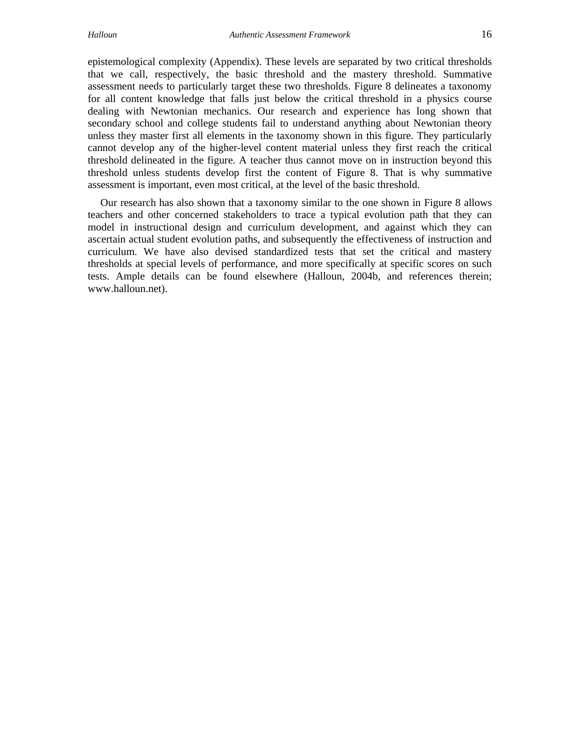epistemological complexity (Appendix). These levels are separated by two critical thresholds that we call, respectively, the basic threshold and the mastery threshold. Summative assessment needs to particularly target these two thresholds. Figure 8 delineates a taxonomy for all content knowledge that falls just below the critical threshold in a physics course dealing with Newtonian mechanics. Our research and experience has long shown that secondary school and college students fail to understand anything about Newtonian theory unless they master first all elements in the taxonomy shown in this figure. They particularly cannot develop any of the higher-level content material unless they first reach the critical threshold delineated in the figure. A teacher thus cannot move on in instruction beyond this threshold unless students develop first the content of Figure 8. That is why summative assessment is important, even most critical, at the level of the basic threshold.

Our research has also shown that a taxonomy similar to the one shown in Figure 8 allows teachers and other concerned stakeholders to trace a typical evolution path that they can model in instructional design and curriculum development, and against which they can ascertain actual student evolution paths, and subsequently the effectiveness of instruction and curriculum. We have also devised standardized tests that set the critical and mastery thresholds at special levels of performance, and more specifically at specific scores on such tests. Ample details can be found elsewhere (Halloun, 2004b, and references therein; www.halloun.net).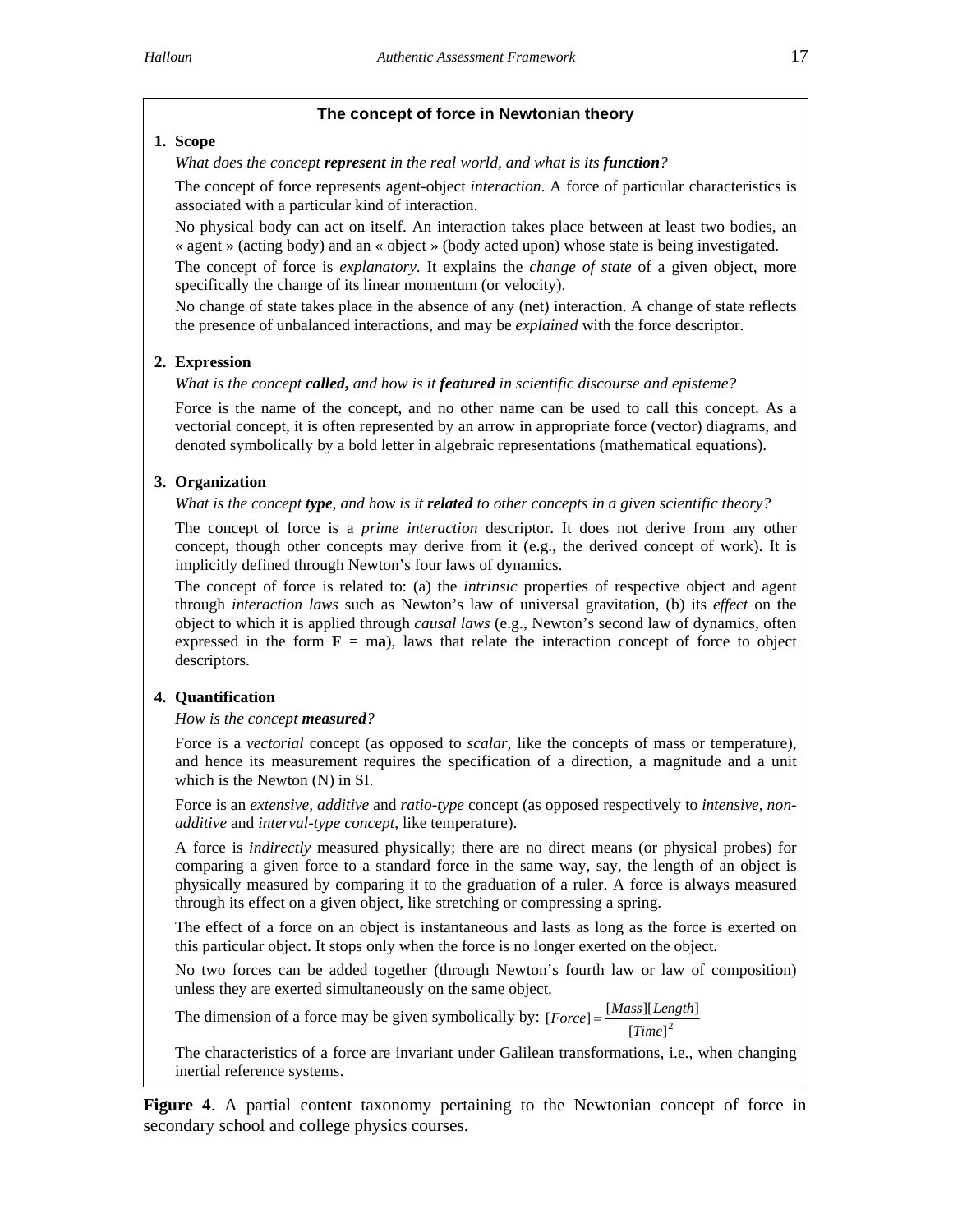**The concept of force in Newtonian theory**

1. **Scope**

   *What does the concept* ***represent*** *in the real world, and what is its* ***function****?*

   The concept of force represents agent-object *interaction*. A force of particular characteristics is associated with a particular kind of interaction.

   No physical body can act on itself. An interaction takes place between at least two bodies, an « agent » (acting body) and an « object » (body acted upon) whose state is being investigated.

   The concept of force is *explanatory*. It explains the *change of state* of a given object, more specifically the change of its linear momentum (or velocity).

   No change of state takes place in the absence of any (net) interaction. A change of state reflects the presence of unbalanced interactions, and may be *explained* with the force descriptor.

2. **Expression**

   *What is the concept* ***called,*** *and how is it* ***featured*** *in scientific discourse and episteme?*

   Force is the name of the concept, and no other name can be used to call this concept. As a vectorial concept, it is often represented by an arrow in appropriate force (vector) diagrams, and denoted symbolically by a bold letter in algebraic representations (mathematical equations).

3. **Organization**

   *What is the concept* ***type****, and how is it* ***related*** *to other concepts in a given scientific theory?*

   The concept of force is a *prime interaction* descriptor. It does not derive from any other concept, though other concepts may derive from it (e.g., the derived concept of work). It is implicitly defined through Newton's four laws of dynamics.

   The concept of force is related to: (a) the *intrinsic* properties of respective object and agent through *interaction laws* such as Newton's law of universal gravitation, (b) its *effect* on the object to which it is applied through *causal laws* (e.g., Newton's second law of dynamics, often expressed in the form $\mathbf{F} = m\mathbf{a}$), laws that relate the interaction concept of force to object descriptors.

4. **Quantification**

   *How is the concept* ***measured****?*

   Force is a *vectorial* concept (as opposed to *scalar*, like the concepts of mass or temperature), and hence its measurement requires the specification of a direction, a magnitude and a unit which is the Newton (N) in SI.

   Force is an *extensive, additive* and *ratio-type* concept (as opposed respectively to *intensive*, *non-additive* and *interval-type concept*, like temperature).

   A force is *indirectly* measured physically; there are no direct means (or physical probes) for comparing a given force to a standard force in the same way, say, the length of an object is physically measured by comparing it to the graduation of a ruler. A force is always measured through its effect on a given object, like stretching or compressing a spring.

   The effect of a force on an object is instantaneous and lasts as long as the force is exerted on this particular object. It stops only when the force is no longer exerted on the object.

   No two forces can be added together (through Newton's fourth law or law of composition) unless they are exerted simultaneously on the same object.

   The dimension of a force may be given symbolically by: $[Force] = \dfrac{[Mass][Length]}{[Time]^2}$

   The characteristics of a force are invariant under Galilean transformations, i.e., when changing inertial reference systems.

**Figure 4**. A partial content taxonomy pertaining to the Newtonian concept of force in secondary school and college physics courses.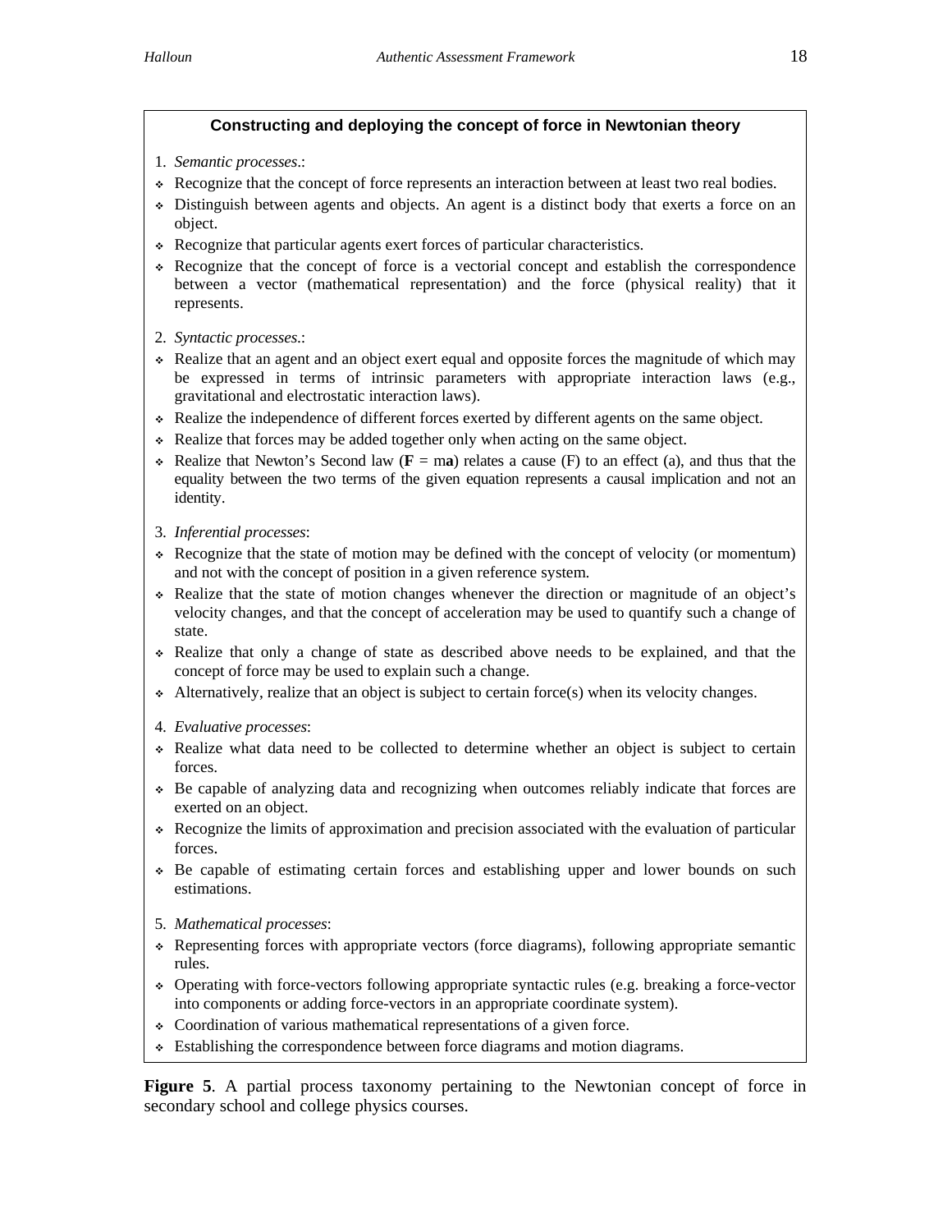**Constructing and deploying the concept of force in Newtonian theory**

1. *Semantic processes.*:

- Recognize that the concept of force represents an interaction between at least two real bodies.
- Distinguish between agents and objects. An agent is a distinct body that exerts a force on an object.
- Recognize that particular agents exert forces of particular characteristics.
- Recognize that the concept of force is a vectorial concept and establish the correspondence between a vector (mathematical representation) and the force (physical reality) that it represents.

2. *Syntactic processes.*:

- Realize that an agent and an object exert equal and opposite forces the magnitude of which may be expressed in terms of intrinsic parameters with appropriate interaction laws (e.g., gravitational and electrostatic interaction laws).
- Realize the independence of different forces exerted by different agents on the same object.
- Realize that forces may be added together only when acting on the same object.
- Realize that Newton's Second law ($\mathbf{F} = m\mathbf{a}$) relates a cause (F) to an effect (a), and thus that the equality between the two terms of the given equation represents a causal implication and not an identity.

3. *Inferential processes*:

- Recognize that the state of motion may be defined with the concept of velocity (or momentum) and not with the concept of position in a given reference system.
- Realize that the state of motion changes whenever the direction or magnitude of an object's velocity changes, and that the concept of acceleration may be used to quantify such a change of state.
- Realize that only a change of state as described above needs to be explained, and that the concept of force may be used to explain such a change.
- Alternatively, realize that an object is subject to certain force(s) when its velocity changes.

4. *Evaluative processes*:

- Realize what data need to be collected to determine whether an object is subject to certain forces.
- Be capable of analyzing data and recognizing when outcomes reliably indicate that forces are exerted on an object.
- Recognize the limits of approximation and precision associated with the evaluation of particular forces.
- Be capable of estimating certain forces and establishing upper and lower bounds on such estimations.

5. *Mathematical processes*:

- Representing forces with appropriate vectors (force diagrams), following appropriate semantic rules.
- Operating with force-vectors following appropriate syntactic rules (e.g. breaking a force-vector into components or adding force-vectors in an appropriate coordinate system).
- Coordination of various mathematical representations of a given force.
- Establishing the correspondence between force diagrams and motion diagrams.

**Figure 5**. A partial process taxonomy pertaining to the Newtonian concept of force in secondary school and college physics courses.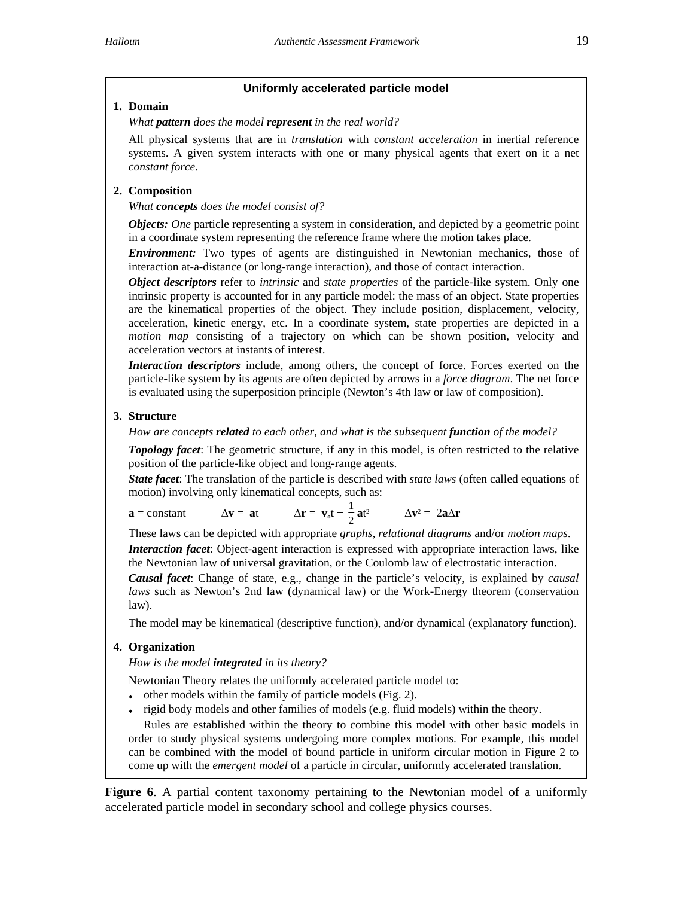**Uniformly accelerated particle model**

**1. Domain**

*What **pattern** does the model **represent** in the real world?*

All physical systems that are in *translation* with *constant acceleration* in inertial reference systems. A given system interacts with one or many physical agents that exert on it a net *constant force*.

**2. Composition**

*What **concepts** does the model consist of?*

***Objects:*** *One* particle representing a system in consideration, and depicted by a geometric point in a coordinate system representing the reference frame where the motion takes place.

***Environment:*** Two types of agents are distinguished in Newtonian mechanics, those of interaction at-a-distance (or long-range interaction), and those of contact interaction.

***Object descriptors*** refer to *intrinsic* and *state properties* of the particle-like system. Only one intrinsic property is accounted for in any particle model: the mass of an object. State properties are the kinematical properties of the object. They include position, displacement, velocity, acceleration, kinetic energy, etc. In a coordinate system, state properties are depicted in a *motion map* consisting of a trajectory on which can be shown position, velocity and acceleration vectors at instants of interest.

***Interaction descriptors*** include, among others, the concept of force. Forces exerted on the particle-like system by its agents are often depicted by arrows in a *force diagram*. The net force is evaluated using the superposition principle (Newton's 4th law or law of composition).

**3. Structure**

*How are concepts **related** to each other, and what is the subsequent **function** of the model?*

***Topology facet***: The geometric structure, if any in this model, is often restricted to the relative position of the particle-like object and long-range agents.

***State facet***: The translation of the particle is described with *state laws* (often called equations of motion) involving only kinematical concepts, such as:

$\mathbf{a} = \text{constant} \qquad \Delta\mathbf{v} = \mathbf{a}t \qquad \Delta\mathbf{r} = \mathbf{v}_o t + \frac{1}{2}\mathbf{a}t^2 \qquad \Delta\mathbf{v}^2 = 2\mathbf{a}\Delta\mathbf{r}$

These laws can be depicted with appropriate *graphs*, *relational diagrams* and/or *motion maps*.

***Interaction facet***: Object-agent interaction is expressed with appropriate interaction laws, like the Newtonian law of universal gravitation, or the Coulomb law of electrostatic interaction.

***Causal facet***: Change of state, e.g., change in the particle's velocity, is explained by *causal laws* such as Newton's 2nd law (dynamical law) or the Work-Energy theorem (conservation law).

The model may be kinematical (descriptive function), and/or dynamical (explanatory function).

**4. Organization**

*How is the model **integrated** in its theory?*

Newtonian Theory relates the uniformly accelerated particle model to:

- other models within the family of particle models (Fig. 2).
- rigid body models and other families of models (e.g. fluid models) within the theory.

Rules are established within the theory to combine this model with other basic models in order to study physical systems undergoing more complex motions. For example, this model can be combined with the model of bound particle in uniform circular motion in Figure 2 to come up with the *emergent model* of a particle in circular, uniformly accelerated translation.

**Figure 6**. A partial content taxonomy pertaining to the Newtonian model of a uniformly accelerated particle model in secondary school and college physics courses.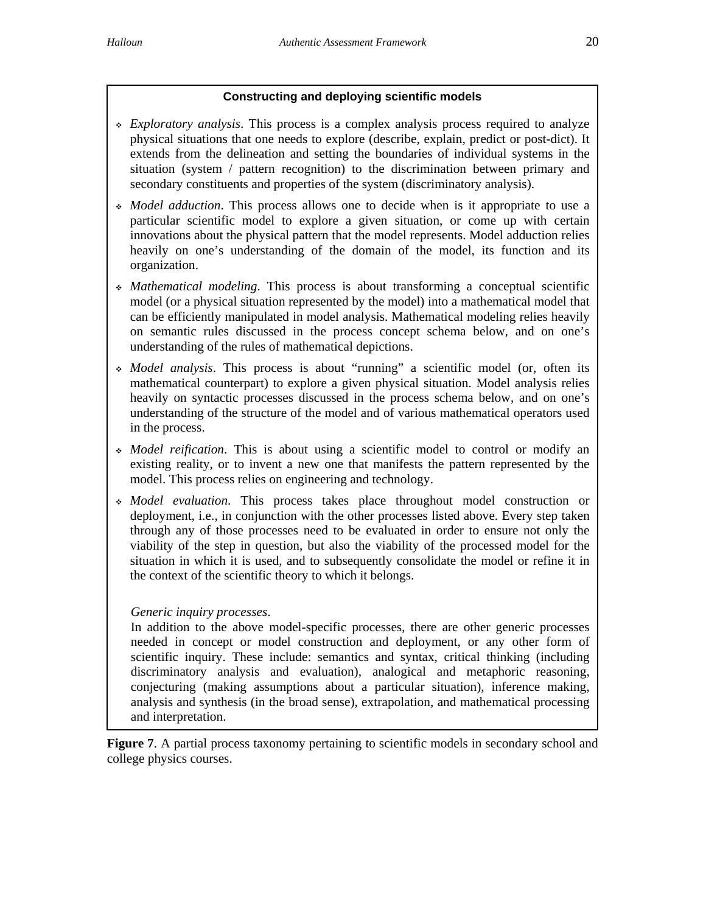**Constructing and deploying scientific models**

- *Exploratory analysis*. This process is a complex analysis process required to analyze physical situations that one needs to explore (describe, explain, predict or post-dict). It extends from the delineation and setting the boundaries of individual systems in the situation (system / pattern recognition) to the discrimination between primary and secondary constituents and properties of the system (discriminatory analysis).
- *Model adduction*. This process allows one to decide when is it appropriate to use a particular scientific model to explore a given situation, or come up with certain innovations about the physical pattern that the model represents. Model adduction relies heavily on one's understanding of the domain of the model, its function and its organization.
- *Mathematical modeling*. This process is about transforming a conceptual scientific model (or a physical situation represented by the model) into a mathematical model that can be efficiently manipulated in model analysis. Mathematical modeling relies heavily on semantic rules discussed in the process concept schema below, and on one's understanding of the rules of mathematical depictions.
- *Model analysis*. This process is about "running" a scientific model (or, often its mathematical counterpart) to explore a given physical situation. Model analysis relies heavily on syntactic processes discussed in the process schema below, and on one's understanding of the structure of the model and of various mathematical operators used in the process.
- *Model reification*. This is about using a scientific model to control or modify an existing reality, or to invent a new one that manifests the pattern represented by the model. This process relies on engineering and technology.
- *Model evaluation*. This process takes place throughout model construction or deployment, i.e., in conjunction with the other processes listed above. Every step taken through any of those processes need to be evaluated in order to ensure not only the viability of the step in question, but also the viability of the processed model for the situation in which it is used, and to subsequently consolidate the model or refine it in the context of the scientific theory to which it belongs.

*Generic inquiry processes*.
In addition to the above model-specific processes, there are other generic processes needed in concept or model construction and deployment, or any other form of scientific inquiry. These include: semantics and syntax, critical thinking (including discriminatory analysis and evaluation), analogical and metaphoric reasoning, conjecturing (making assumptions about a particular situation), inference making, analysis and synthesis (in the broad sense), extrapolation, and mathematical processing and interpretation.

**Figure 7**. A partial process taxonomy pertaining to scientific models in secondary school and college physics courses.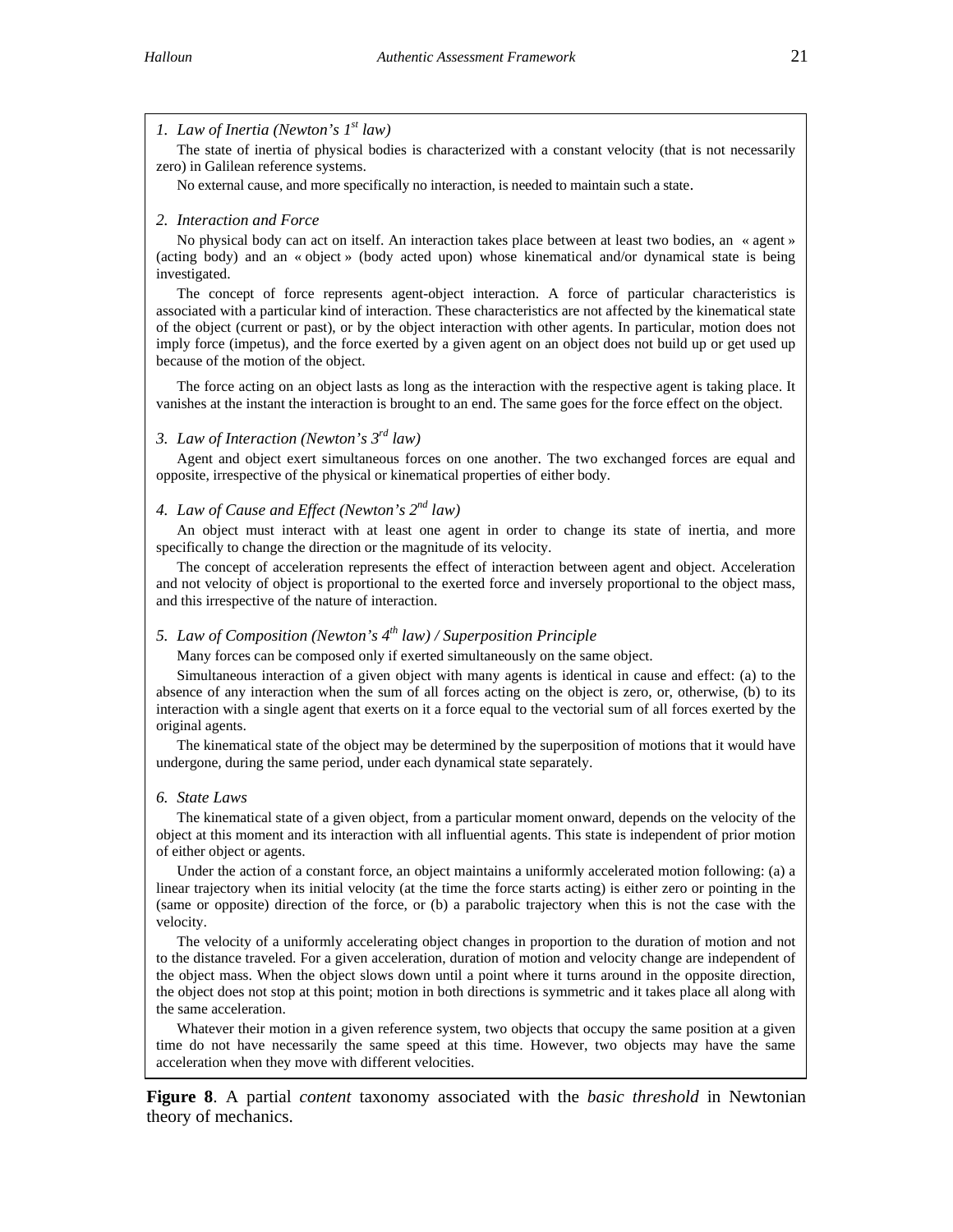*1. Law of Inertia (Newton's 1st law)*

The state of inertia of physical bodies is characterized with a constant velocity (that is not necessarily zero) in Galilean reference systems.

No external cause, and more specifically no interaction, is needed to maintain such a state.

*2. Interaction and Force*

No physical body can act on itself. An interaction takes place between at least two bodies, an « agent » (acting body) and an « object » (body acted upon) whose kinematical and/or dynamical state is being investigated.

The concept of force represents agent-object interaction. A force of particular characteristics is associated with a particular kind of interaction. These characteristics are not affected by the kinematical state of the object (current or past), or by the object interaction with other agents. In particular, motion does not imply force (impetus), and the force exerted by a given agent on an object does not build up or get used up because of the motion of the object.

The force acting on an object lasts as long as the interaction with the respective agent is taking place. It vanishes at the instant the interaction is brought to an end. The same goes for the force effect on the object.

*3. Law of Interaction (Newton's 3rd law)*

Agent and object exert simultaneous forces on one another. The two exchanged forces are equal and opposite, irrespective of the physical or kinematical properties of either body.

*4. Law of Cause and Effect (Newton's 2nd law)*

An object must interact with at least one agent in order to change its state of inertia, and more specifically to change the direction or the magnitude of its velocity.

The concept of acceleration represents the effect of interaction between agent and object. Acceleration and not velocity of object is proportional to the exerted force and inversely proportional to the object mass, and this irrespective of the nature of interaction.

*5. Law of Composition (Newton's 4th law) / Superposition Principle*

Many forces can be composed only if exerted simultaneously on the same object.

Simultaneous interaction of a given object with many agents is identical in cause and effect: (a) to the absence of any interaction when the sum of all forces acting on the object is zero, or, otherwise, (b) to its interaction with a single agent that exerts on it a force equal to the vectorial sum of all forces exerted by the original agents.

The kinematical state of the object may be determined by the superposition of motions that it would have undergone, during the same period, under each dynamical state separately.

*6. State Laws*

The kinematical state of a given object, from a particular moment onward, depends on the velocity of the object at this moment and its interaction with all influential agents. This state is independent of prior motion of either object or agents.

Under the action of a constant force, an object maintains a uniformly accelerated motion following: (a) a linear trajectory when its initial velocity (at the time the force starts acting) is either zero or pointing in the (same or opposite) direction of the force, or (b) a parabolic trajectory when this is not the case with the velocity.

The velocity of a uniformly accelerating object changes in proportion to the duration of motion and not to the distance traveled. For a given acceleration, duration of motion and velocity change are independent of the object mass. When the object slows down until a point where it turns around in the opposite direction, the object does not stop at this point; motion in both directions is symmetric and it takes place all along with the same acceleration.

Whatever their motion in a given reference system, two objects that occupy the same position at a given time do not have necessarily the same speed at this time. However, two objects may have the same acceleration when they move with different velocities.

**Figure 8**. A partial *content* taxonomy associated with the *basic threshold* in Newtonian theory of mechanics.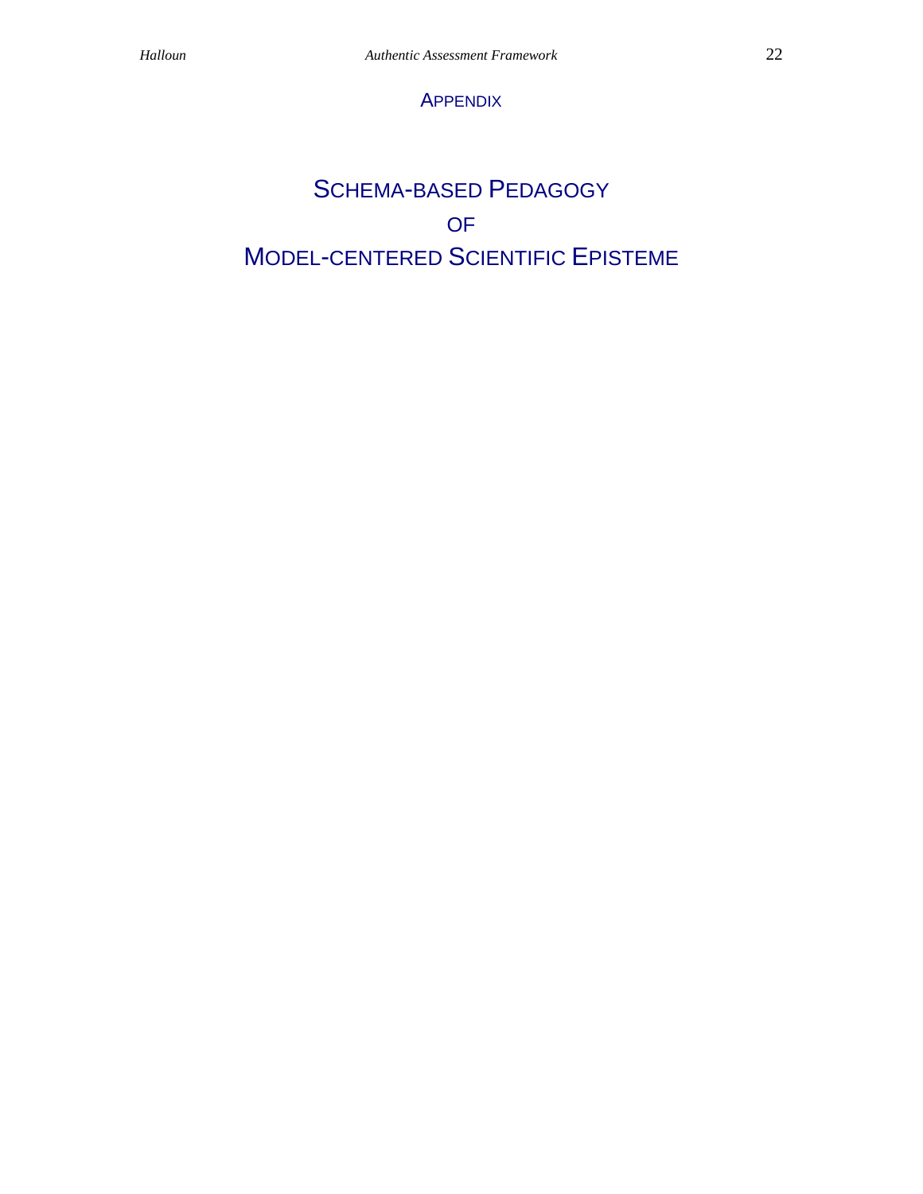## APPENDIX

# SCHEMA-BASED PEDAGOGY OF MODEL-CENTERED SCIENTIFIC EPISTEME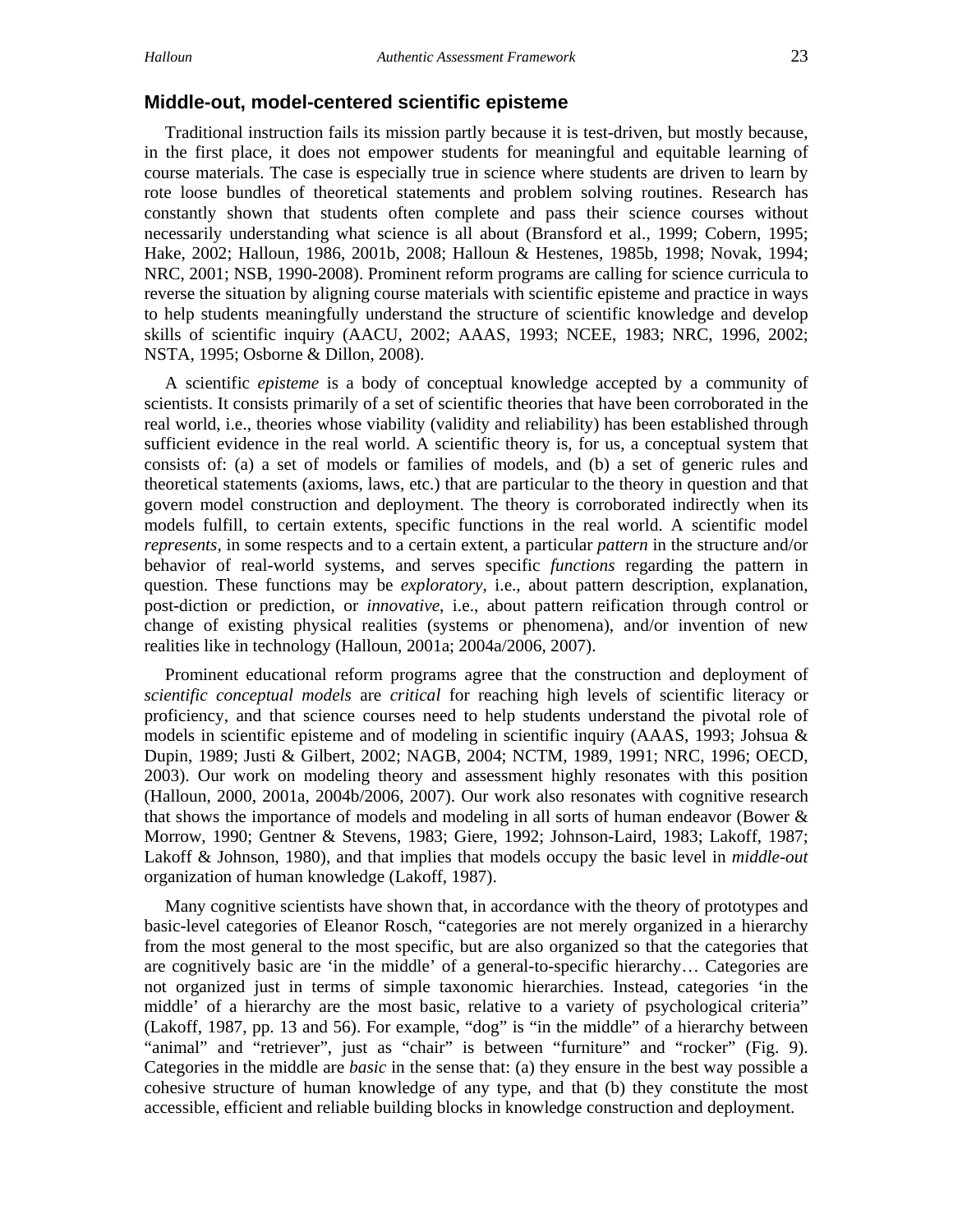## Middle-out, model-centered scientific episteme

Traditional instruction fails its mission partly because it is test-driven, but mostly because, in the first place, it does not empower students for meaningful and equitable learning of course materials. The case is especially true in science where students are driven to learn by rote loose bundles of theoretical statements and problem solving routines. Research has constantly shown that students often complete and pass their science courses without necessarily understanding what science is all about (Bransford et al., 1999; Cobern, 1995; Hake, 2002; Halloun, 1986, 2001b, 2008; Halloun & Hestenes, 1985b, 1998; Novak, 1994; NRC, 2001; NSB, 1990-2008). Prominent reform programs are calling for science curricula to reverse the situation by aligning course materials with scientific episteme and practice in ways to help students meaningfully understand the structure of scientific knowledge and develop skills of scientific inquiry (AACU, 2002; AAAS, 1993; NCEE, 1983; NRC, 1996, 2002; NSTA, 1995; Osborne & Dillon, 2008).

A scientific *episteme* is a body of conceptual knowledge accepted by a community of scientists. It consists primarily of a set of scientific theories that have been corroborated in the real world, i.e., theories whose viability (validity and reliability) has been established through sufficient evidence in the real world. A scientific theory is, for us, a conceptual system that consists of: (a) a set of models or families of models, and (b) a set of generic rules and theoretical statements (axioms, laws, etc.) that are particular to the theory in question and that govern model construction and deployment. The theory is corroborated indirectly when its models fulfill, to certain extents, specific functions in the real world. A scientific model *represents*, in some respects and to a certain extent, a particular *pattern* in the structure and/or behavior of real-world systems, and serves specific *functions* regarding the pattern in question. These functions may be *exploratory*, i.e., about pattern description, explanation, post-diction or prediction, or *innovative*, i.e., about pattern reification through control or change of existing physical realities (systems or phenomena), and/or invention of new realities like in technology (Halloun, 2001a; 2004a/2006, 2007).

Prominent educational reform programs agree that the construction and deployment of *scientific conceptual models* are *critical* for reaching high levels of scientific literacy or proficiency, and that science courses need to help students understand the pivotal role of models in scientific episteme and of modeling in scientific inquiry (AAAS, 1993; Johsua & Dupin, 1989; Justi & Gilbert, 2002; NAGB, 2004; NCTM, 1989, 1991; NRC, 1996; OECD, 2003). Our work on modeling theory and assessment highly resonates with this position (Halloun, 2000, 2001a, 2004b/2006, 2007). Our work also resonates with cognitive research that shows the importance of models and modeling in all sorts of human endeavor (Bower & Morrow, 1990; Gentner & Stevens, 1983; Giere, 1992; Johnson-Laird, 1983; Lakoff, 1987; Lakoff & Johnson, 1980), and that implies that models occupy the basic level in *middle-out* organization of human knowledge (Lakoff, 1987).

Many cognitive scientists have shown that, in accordance with the theory of prototypes and basic-level categories of Eleanor Rosch, "categories are not merely organized in a hierarchy from the most general to the most specific, but are also organized so that the categories that are cognitively basic are 'in the middle' of a general-to-specific hierarchy… Categories are not organized just in terms of simple taxonomic hierarchies. Instead, categories 'in the middle' of a hierarchy are the most basic, relative to a variety of psychological criteria" (Lakoff, 1987, pp. 13 and 56). For example, "dog" is "in the middle" of a hierarchy between "animal" and "retriever", just as "chair" is between "furniture" and "rocker" (Fig. 9). Categories in the middle are *basic* in the sense that: (a) they ensure in the best way possible a cohesive structure of human knowledge of any type, and that (b) they constitute the most accessible, efficient and reliable building blocks in knowledge construction and deployment.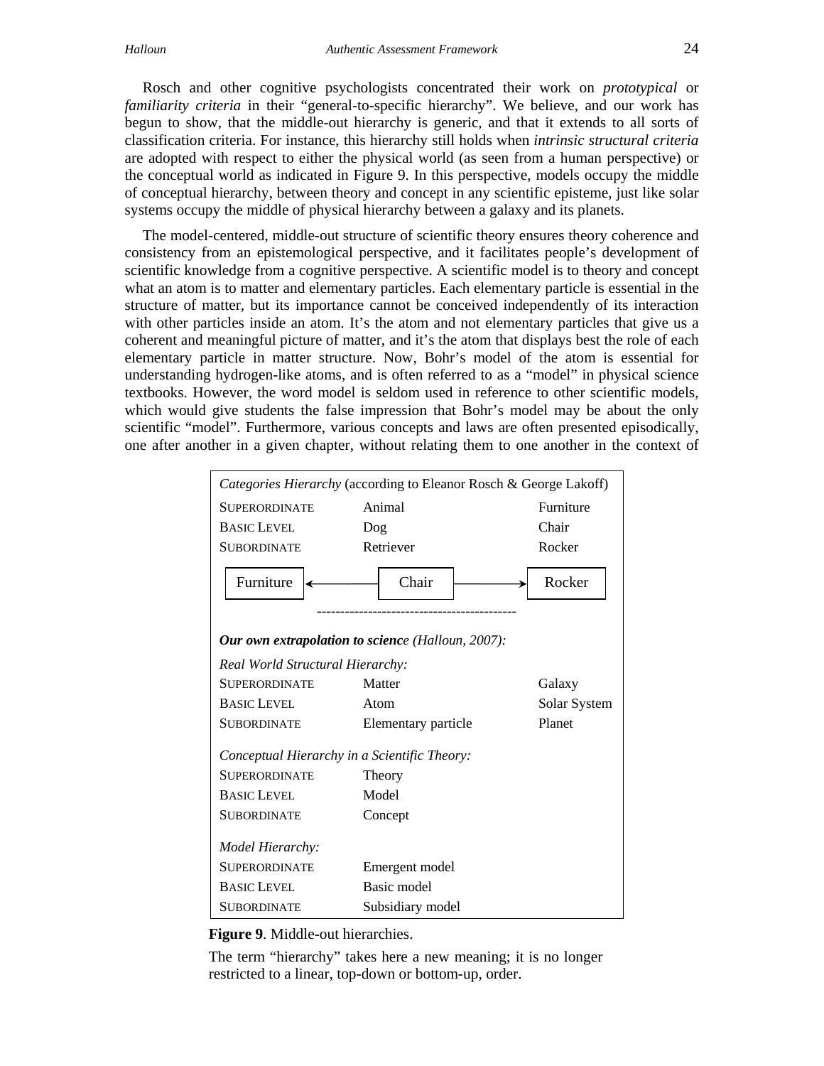Rosch and other cognitive psychologists concentrated their work on *prototypical* or *familiarity criteria* in their "general-to-specific hierarchy". We believe, and our work has begun to show, that the middle-out hierarchy is generic, and that it extends to all sorts of classification criteria. For instance, this hierarchy still holds when *intrinsic structural criteria* are adopted with respect to either the physical world (as seen from a human perspective) or the conceptual world as indicated in Figure 9. In this perspective, models occupy the middle of conceptual hierarchy, between theory and concept in any scientific episteme, just like solar systems occupy the middle of physical hierarchy between a galaxy and its planets.

The model-centered, middle-out structure of scientific theory ensures theory coherence and consistency from an epistemological perspective, and it facilitates people's development of scientific knowledge from a cognitive perspective. A scientific model is to theory and concept what an atom is to matter and elementary particles. Each elementary particle is essential in the structure of matter, but its importance cannot be conceived independently of its interaction with other particles inside an atom. It's the atom and not elementary particles that give us a coherent and meaningful picture of matter, and it's the atom that displays best the role of each elementary particle in matter structure. Now, Bohr's model of the atom is essential for understanding hydrogen-like atoms, and is often referred to as a "model" in physical science textbooks. However, the word model is seldom used in reference to other scientific models, which would give students the false impression that Bohr's model may be about the only scientific "model". Furthermore, various concepts and laws are often presented episodically, one after another in a given chapter, without relating them to one another in the context of

*Categories Hierarchy* (according to Eleanor Rosch & George Lakoff)

| | | |
|---|---|---|
| SUPERORDINATE | Animal | Furniture |
| BASIC LEVEL | Dog | Chair |
| SUBORDINATE | Retriever | Rocker |

Furniture ← Chair → Rocker

***Our own extrapolation to scienc****e (Halloun, 2007):*

*Real World Structural Hierarchy:*

| | | |
|---|---|---|
| SUPERORDINATE | Matter | Galaxy |
| BASIC LEVEL | Atom | Solar System |
| SUBORDINATE | Elementary particle | Planet |

*Conceptual Hierarchy in a Scientific Theory:*

| | |
|---|---|
| SUPERORDINATE | Theory |
| BASIC LEVEL | Model |
| SUBORDINATE | Concept |

*Model Hierarchy:*

| | |
|---|---|
| SUPERORDINATE | Emergent model |
| BASIC LEVEL | Basic model |
| SUBORDINATE | Subsidiary model |

**Figure 9**. Middle-out hierarchies.

The term "hierarchy" takes here a new meaning; it is no longer restricted to a linear, top-down or bottom-up, order.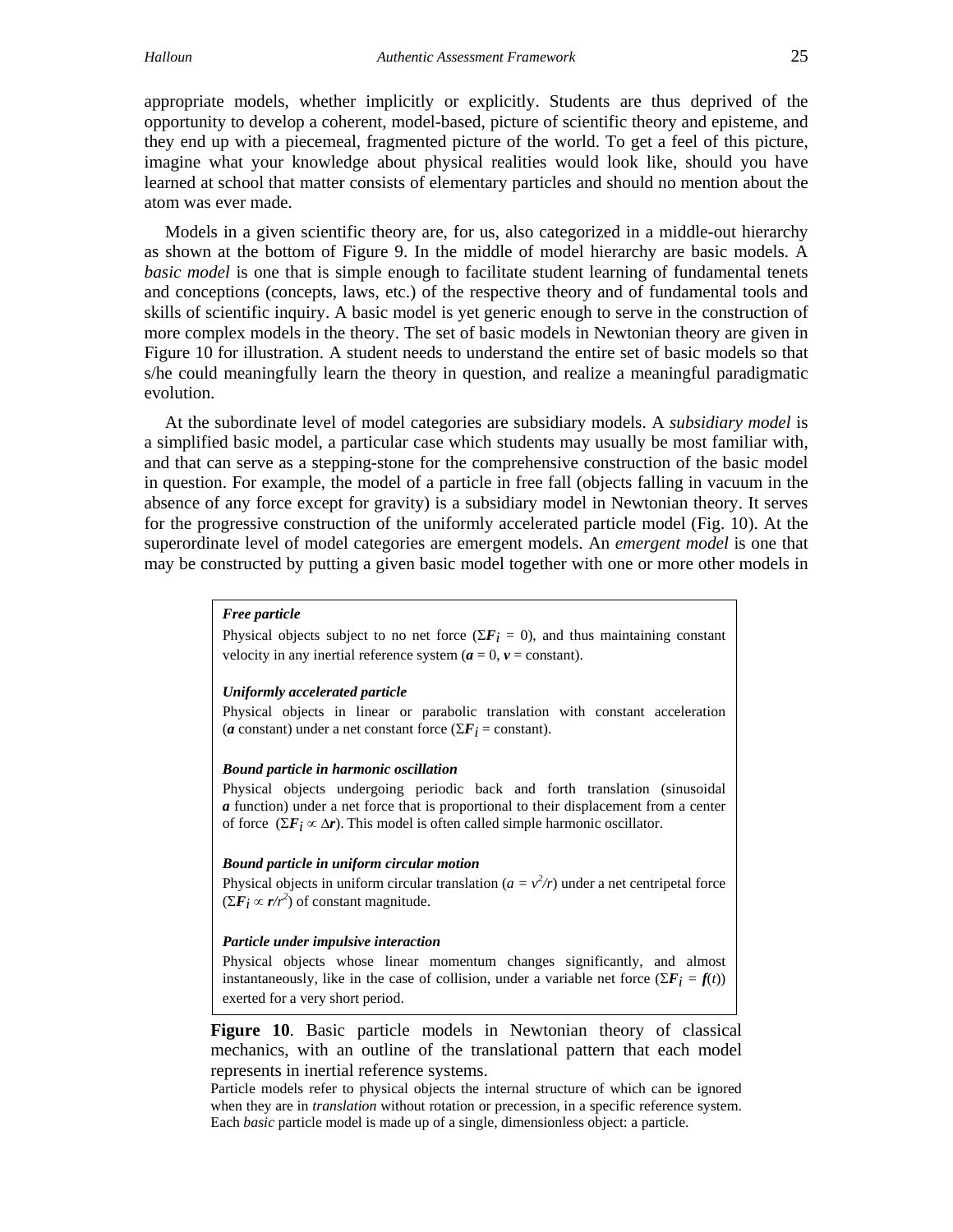appropriate models, whether implicitly or explicitly. Students are thus deprived of the opportunity to develop a coherent, model-based, picture of scientific theory and episteme, and they end up with a piecemeal, fragmented picture of the world. To get a feel of this picture, imagine what your knowledge about physical realities would look like, should you have learned at school that matter consists of elementary particles and should no mention about the atom was ever made.

Models in a given scientific theory are, for us, also categorized in a middle-out hierarchy as shown at the bottom of Figure 9. In the middle of model hierarchy are basic models. A *basic model* is one that is simple enough to facilitate student learning of fundamental tenets and conceptions (concepts, laws, etc.) of the respective theory and of fundamental tools and skills of scientific inquiry. A basic model is yet generic enough to serve in the construction of more complex models in the theory. The set of basic models in Newtonian theory are given in Figure 10 for illustration. A student needs to understand the entire set of basic models so that s/he could meaningfully learn the theory in question, and realize a meaningful paradigmatic evolution.

At the subordinate level of model categories are subsidiary models. A *subsidiary model* is a simplified basic model, a particular case which students may usually be most familiar with, and that can serve as a stepping-stone for the comprehensive construction of the basic model in question. For example, the model of a particle in free fall (objects falling in vacuum in the absence of any force except for gravity) is a subsidiary model in Newtonian theory. It serves for the progressive construction of the uniformly accelerated particle model (Fig. 10). At the superordinate level of model categories are emergent models. An *emergent model* is one that may be constructed by putting a given basic model together with one or more other models in

***Free particle***

Physical objects subject to no net force ($\Sigma \boldsymbol{F}_i = 0$), and thus maintaining constant velocity in any inertial reference system ($\boldsymbol{a} = 0$, $\boldsymbol{v}$ = constant).

***Uniformly accelerated particle***

Physical objects in linear or parabolic translation with constant acceleration ($\boldsymbol{a}$ constant) under a net constant force ($\Sigma \boldsymbol{F}_i$ = constant).

***Bound particle in harmonic oscillation***

Physical objects undergoing periodic back and forth translation (sinusoidal $\boldsymbol{a}$ function) under a net force that is proportional to their displacement from a center of force ($\Sigma \boldsymbol{F}_i \propto \Delta \boldsymbol{r}$). This model is often called simple harmonic oscillator.

***Bound particle in uniform circular motion***

Physical objects in uniform circular translation ($a = v^2/r$) under a net centripetal force ($\Sigma \boldsymbol{F}_i \propto \boldsymbol{r}/r^2$) of constant magnitude.

***Particle under impulsive interaction***

Physical objects whose linear momentum changes significantly, and almost instantaneously, like in the case of collision, under a variable net force ($\Sigma \boldsymbol{F}_i = \boldsymbol{f}(t)$) exerted for a very short period.

**Figure 10**. Basic particle models in Newtonian theory of classical mechanics, with an outline of the translational pattern that each model represents in inertial reference systems.

Particle models refer to physical objects the internal structure of which can be ignored when they are in *translation* without rotation or precession, in a specific reference system. Each *basic* particle model is made up of a single, dimensionless object: a particle.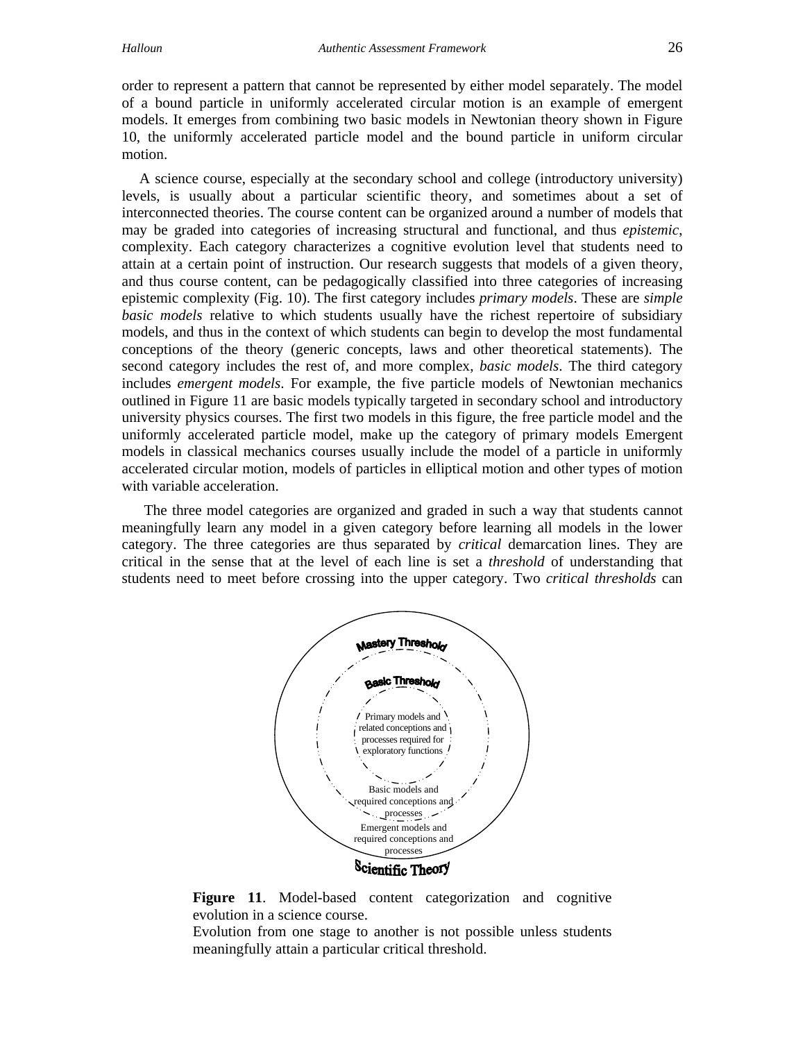order to represent a pattern that cannot be represented by either model separately. The model of a bound particle in uniformly accelerated circular motion is an example of emergent models. It emerges from combining two basic models in Newtonian theory shown in Figure 10, the uniformly accelerated particle model and the bound particle in uniform circular motion.

A science course, especially at the secondary school and college (introductory university) levels, is usually about a particular scientific theory, and sometimes about a set of interconnected theories. The course content can be organized around a number of models that may be graded into categories of increasing structural and functional, and thus *epistemic*, complexity. Each category characterizes a cognitive evolution level that students need to attain at a certain point of instruction. Our research suggests that models of a given theory, and thus course content, can be pedagogically classified into three categories of increasing epistemic complexity (Fig. 10). The first category includes *primary models*. These are *simple basic models* relative to which students usually have the richest repertoire of subsidiary models, and thus in the context of which students can begin to develop the most fundamental conceptions of the theory (generic concepts, laws and other theoretical statements). The second category includes the rest of, and more complex, *basic models*. The third category includes *emergent models*. For example, the five particle models of Newtonian mechanics outlined in Figure 11 are basic models typically targeted in secondary school and introductory university physics courses. The first two models in this figure, the free particle model and the uniformly accelerated particle model, make up the category of primary models Emergent models in classical mechanics courses usually include the model of a particle in uniformly accelerated circular motion, models of particles in elliptical motion and other types of motion with variable acceleration.

The three model categories are organized and graded in such a way that students cannot meaningfully learn any model in a given category before learning all models in the lower category. The three categories are thus separated by *critical* demarcation lines. They are critical in the sense that at the level of each line is set a *threshold* of understanding that students need to meet before crossing into the upper category. Two *critical thresholds* can

Mastery Threshold

Basic Threshold

Primary models and related conceptions and processes required for exploratory functions

Basic models and required conceptions and processes

Emergent models and required conceptions and processes

Scientific Theory

**Figure 11**. Model-based content categorization and cognitive evolution in a science course.
Evolution from one stage to another is not possible unless students meaningfully attain a particular critical threshold.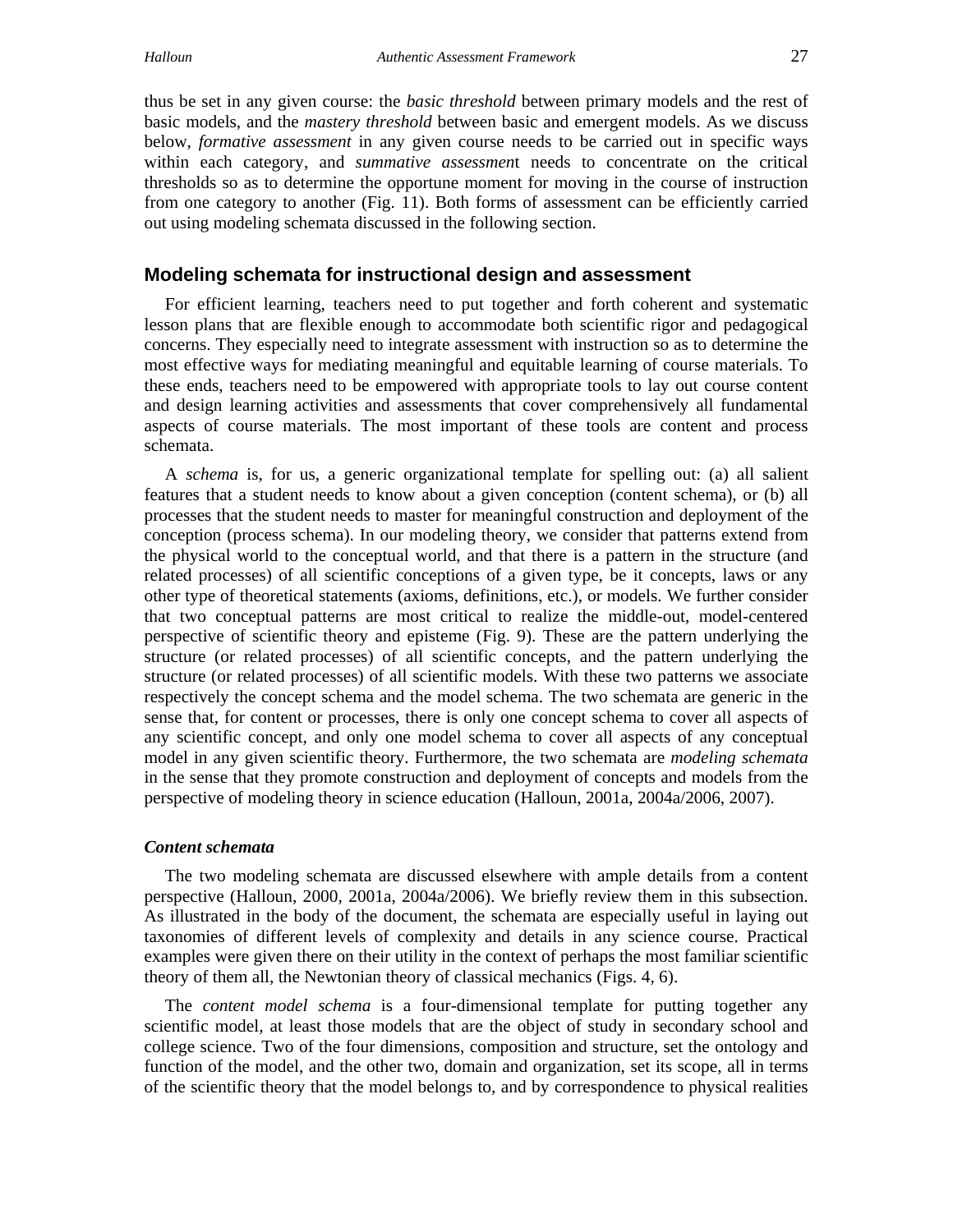thus be set in any given course: the *basic threshold* between primary models and the rest of basic models, and the *mastery threshold* between basic and emergent models. As we discuss below, *formative assessment* in any given course needs to be carried out in specific ways within each category, and *summative assessmen*t needs to concentrate on the critical thresholds so as to determine the opportune moment for moving in the course of instruction from one category to another (Fig. 11). Both forms of assessment can be efficiently carried out using modeling schemata discussed in the following section.

## Modeling schemata for instructional design and assessment

For efficient learning, teachers need to put together and forth coherent and systematic lesson plans that are flexible enough to accommodate both scientific rigor and pedagogical concerns. They especially need to integrate assessment with instruction so as to determine the most effective ways for mediating meaningful and equitable learning of course materials. To these ends, teachers need to be empowered with appropriate tools to lay out course content and design learning activities and assessments that cover comprehensively all fundamental aspects of course materials. The most important of these tools are content and process schemata.

A *schema* is, for us, a generic organizational template for spelling out: (a) all salient features that a student needs to know about a given conception (content schema), or (b) all processes that the student needs to master for meaningful construction and deployment of the conception (process schema). In our modeling theory, we consider that patterns extend from the physical world to the conceptual world, and that there is a pattern in the structure (and related processes) of all scientific conceptions of a given type, be it concepts, laws or any other type of theoretical statements (axioms, definitions, etc.), or models. We further consider that two conceptual patterns are most critical to realize the middle-out, model-centered perspective of scientific theory and episteme (Fig. 9). These are the pattern underlying the structure (or related processes) of all scientific concepts, and the pattern underlying the structure (or related processes) of all scientific models. With these two patterns we associate respectively the concept schema and the model schema. The two schemata are generic in the sense that, for content or processes, there is only one concept schema to cover all aspects of any scientific concept, and only one model schema to cover all aspects of any conceptual model in any given scientific theory. Furthermore, the two schemata are *modeling schemata* in the sense that they promote construction and deployment of concepts and models from the perspective of modeling theory in science education (Halloun, 2001a, 2004a/2006, 2007).

### *Content schemata*

The two modeling schemata are discussed elsewhere with ample details from a content perspective (Halloun, 2000, 2001a, 2004a/2006). We briefly review them in this subsection. As illustrated in the body of the document, the schemata are especially useful in laying out taxonomies of different levels of complexity and details in any science course. Practical examples were given there on their utility in the context of perhaps the most familiar scientific theory of them all, the Newtonian theory of classical mechanics (Figs. 4, 6).

The *content model schema* is a four-dimensional template for putting together any scientific model, at least those models that are the object of study in secondary school and college science. Two of the four dimensions, composition and structure, set the ontology and function of the model, and the other two, domain and organization, set its scope, all in terms of the scientific theory that the model belongs to, and by correspondence to physical realities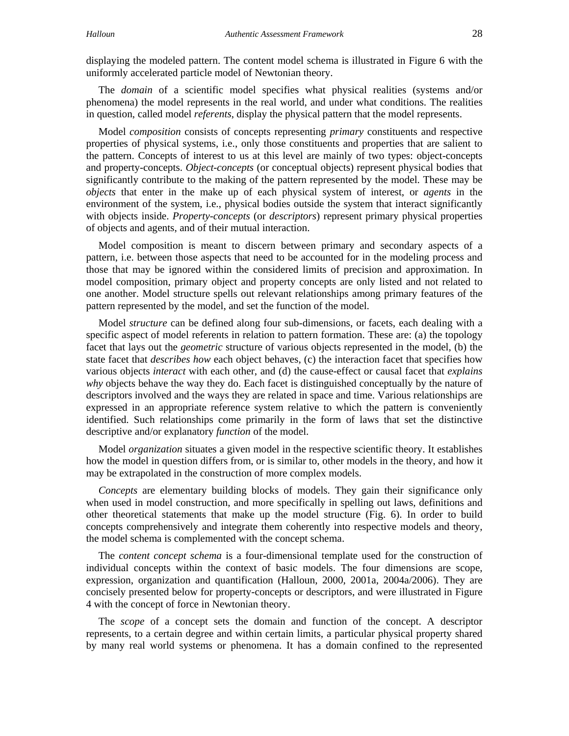displaying the modeled pattern. The content model schema is illustrated in Figure 6 with the uniformly accelerated particle model of Newtonian theory.

The *domain* of a scientific model specifies what physical realities (systems and/or phenomena) the model represents in the real world, and under what conditions. The realities in question, called model *referents*, display the physical pattern that the model represents.

Model *composition* consists of concepts representing *primary* constituents and respective properties of physical systems, i.e., only those constituents and properties that are salient to the pattern. Concepts of interest to us at this level are mainly of two types: object-concepts and property-concepts. *Object-concepts* (or conceptual objects) represent physical bodies that significantly contribute to the making of the pattern represented by the model. These may be *objects* that enter in the make up of each physical system of interest, or *agents* in the environment of the system, i.e., physical bodies outside the system that interact significantly with objects inside. *Property-concepts* (or *descriptors*) represent primary physical properties of objects and agents, and of their mutual interaction.

Model composition is meant to discern between primary and secondary aspects of a pattern, i.e. between those aspects that need to be accounted for in the modeling process and those that may be ignored within the considered limits of precision and approximation. In model composition, primary object and property concepts are only listed and not related to one another. Model structure spells out relevant relationships among primary features of the pattern represented by the model, and set the function of the model.

Model *structure* can be defined along four sub-dimensions, or facets, each dealing with a specific aspect of model referents in relation to pattern formation. These are: (a) the topology facet that lays out the *geometric* structure of various objects represented in the model, (b) the state facet that *describes how* each object behaves, (c) the interaction facet that specifies how various objects *interact* with each other, and (d) the cause-effect or causal facet that *explains why* objects behave the way they do. Each facet is distinguished conceptually by the nature of descriptors involved and the ways they are related in space and time. Various relationships are expressed in an appropriate reference system relative to which the pattern is conveniently identified. Such relationships come primarily in the form of laws that set the distinctive descriptive and/or explanatory *function* of the model.

Model *organization* situates a given model in the respective scientific theory. It establishes how the model in question differs from, or is similar to, other models in the theory, and how it may be extrapolated in the construction of more complex models.

*Concepts* are elementary building blocks of models. They gain their significance only when used in model construction, and more specifically in spelling out laws, definitions and other theoretical statements that make up the model structure (Fig. 6). In order to build concepts comprehensively and integrate them coherently into respective models and theory, the model schema is complemented with the concept schema.

The *content concept schema* is a four-dimensional template used for the construction of individual concepts within the context of basic models. The four dimensions are scope, expression, organization and quantification (Halloun, 2000, 2001a, 2004a/2006). They are concisely presented below for property-concepts or descriptors, and were illustrated in Figure 4 with the concept of force in Newtonian theory.

The *scope* of a concept sets the domain and function of the concept. A descriptor represents, to a certain degree and within certain limits, a particular physical property shared by many real world systems or phenomena. It has a domain confined to the represented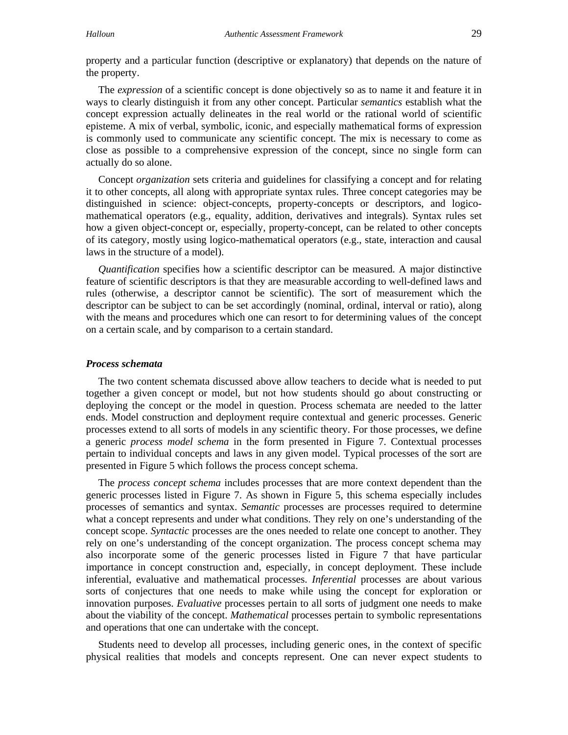property and a particular function (descriptive or explanatory) that depends on the nature of the property.

The *expression* of a scientific concept is done objectively so as to name it and feature it in ways to clearly distinguish it from any other concept. Particular *semantics* establish what the concept expression actually delineates in the real world or the rational world of scientific episteme. A mix of verbal, symbolic, iconic, and especially mathematical forms of expression is commonly used to communicate any scientific concept. The mix is necessary to come as close as possible to a comprehensive expression of the concept, since no single form can actually do so alone.

Concept *organization* sets criteria and guidelines for classifying a concept and for relating it to other concepts, all along with appropriate syntax rules. Three concept categories may be distinguished in science: object-concepts, property-concepts or descriptors, and logico-mathematical operators (e.g., equality, addition, derivatives and integrals). Syntax rules set how a given object-concept or, especially, property-concept, can be related to other concepts of its category, mostly using logico-mathematical operators (e.g., state, interaction and causal laws in the structure of a model).

*Quantification* specifies how a scientific descriptor can be measured. A major distinctive feature of scientific descriptors is that they are measurable according to well-defined laws and rules (otherwise, a descriptor cannot be scientific). The sort of measurement which the descriptor can be subject to can be set accordingly (nominal, ordinal, interval or ratio), along with the means and procedures which one can resort to for determining values of the concept on a certain scale, and by comparison to a certain standard.

### *Process schemata*

The two content schemata discussed above allow teachers to decide what is needed to put together a given concept or model, but not how students should go about constructing or deploying the concept or the model in question. Process schemata are needed to the latter ends. Model construction and deployment require contextual and generic processes. Generic processes extend to all sorts of models in any scientific theory. For those processes, we define a generic *process model schema* in the form presented in Figure 7. Contextual processes pertain to individual concepts and laws in any given model. Typical processes of the sort are presented in Figure 5 which follows the process concept schema.

The *process concept schema* includes processes that are more context dependent than the generic processes listed in Figure 7. As shown in Figure 5, this schema especially includes processes of semantics and syntax. *Semantic* processes are processes required to determine what a concept represents and under what conditions. They rely on one's understanding of the concept scope. *Syntactic* processes are the ones needed to relate one concept to another. They rely on one's understanding of the concept organization. The process concept schema may also incorporate some of the generic processes listed in Figure 7 that have particular importance in concept construction and, especially, in concept deployment. These include inferential, evaluative and mathematical processes. *Inferential* processes are about various sorts of conjectures that one needs to make while using the concept for exploration or innovation purposes. *Evaluative* processes pertain to all sorts of judgment one needs to make about the viability of the concept. *Mathematical* processes pertain to symbolic representations and operations that one can undertake with the concept.

Students need to develop all processes, including generic ones, in the context of specific physical realities that models and concepts represent. One can never expect students to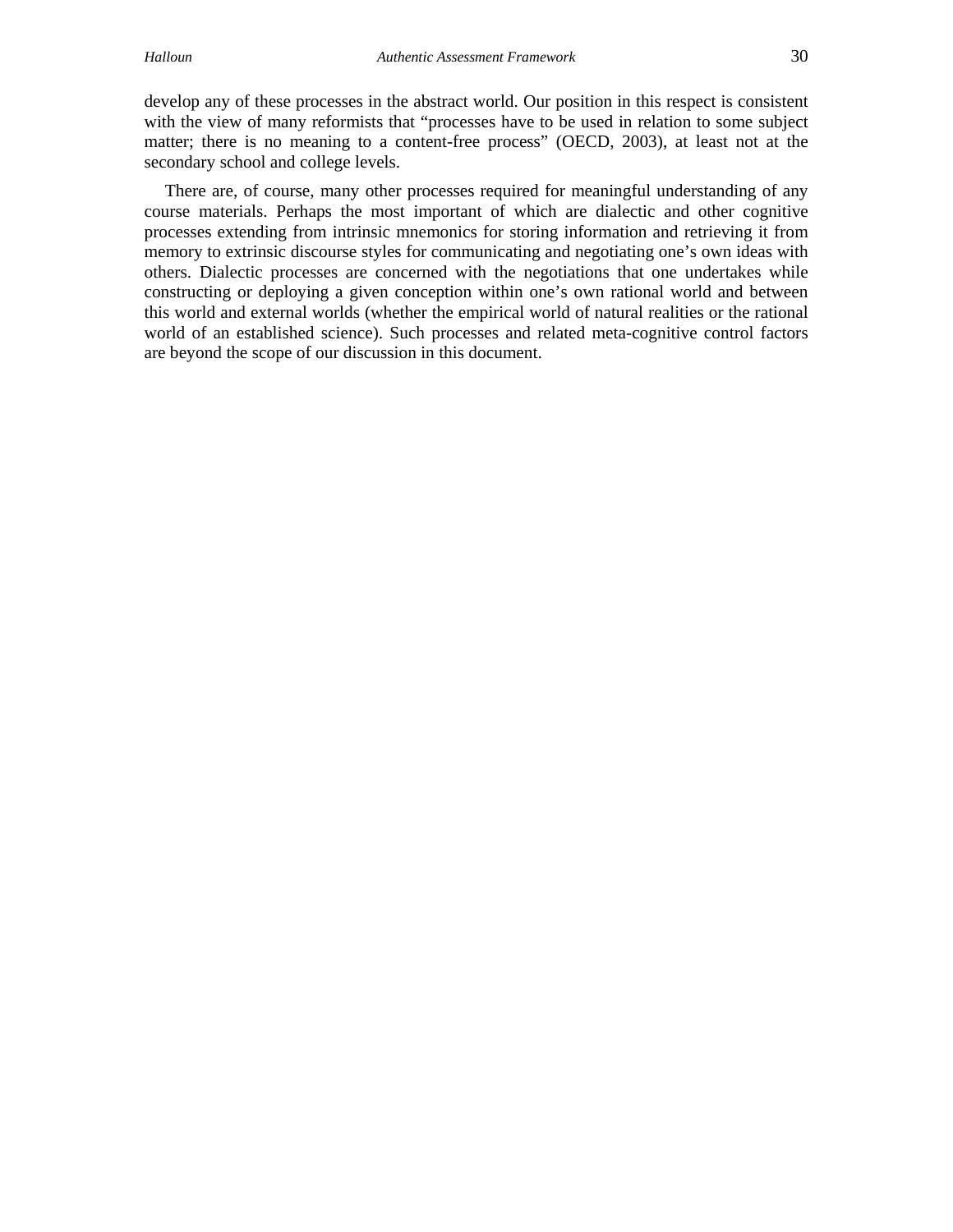develop any of these processes in the abstract world. Our position in this respect is consistent with the view of many reformists that "processes have to be used in relation to some subject matter; there is no meaning to a content-free process" (OECD, 2003), at least not at the secondary school and college levels.

There are, of course, many other processes required for meaningful understanding of any course materials. Perhaps the most important of which are dialectic and other cognitive processes extending from intrinsic mnemonics for storing information and retrieving it from memory to extrinsic discourse styles for communicating and negotiating one's own ideas with others. Dialectic processes are concerned with the negotiations that one undertakes while constructing or deploying a given conception within one's own rational world and between this world and external worlds (whether the empirical world of natural realities or the rational world of an established science). Such processes and related meta-cognitive control factors are beyond the scope of our discussion in this document.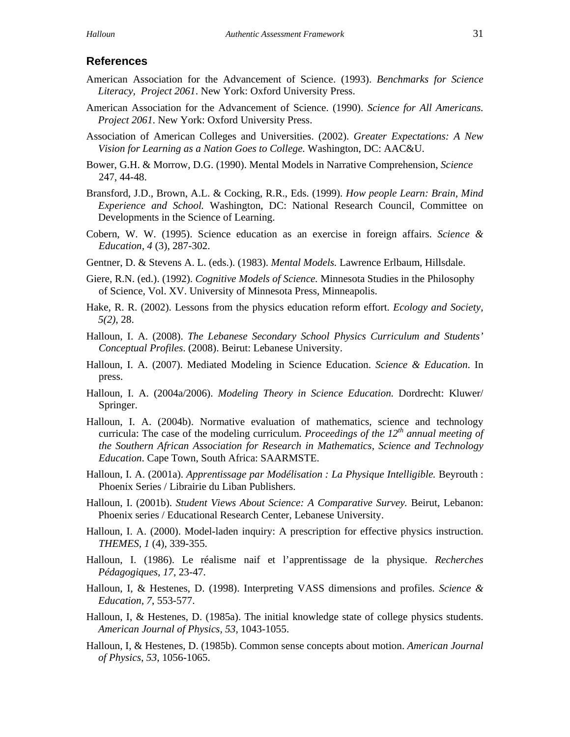## References

American Association for the Advancement of Science. (1993). *Benchmarks for Science Literacy, Project 2061*. New York: Oxford University Press.

American Association for the Advancement of Science. (1990). *Science for All Americans. Project 2061.* New York: Oxford University Press.

Association of American Colleges and Universities. (2002). *Greater Expectations: A New Vision for Learning as a Nation Goes to College.* Washington, DC: AAC&U.

Bower, G.H. & Morrow, D.G. (1990). Mental Models in Narrative Comprehension, *Science* 247, 44-48.

Bransford, J.D., Brown, A.L. & Cocking, R.R., Eds. (1999). *How people Learn: Brain, Mind Experience and School.* Washington, DC: National Research Council, Committee on Developments in the Science of Learning.

Cobern, W. W. (1995). Science education as an exercise in foreign affairs. *Science & Education*, *4* (3), 287-302.

Gentner, D. & Stevens A. L. (eds.). (1983). *Mental Models.* Lawrence Erlbaum, Hillsdale.

Giere, R.N. (ed.). (1992). *Cognitive Models of Science.* Minnesota Studies in the Philosophy of Science, Vol. XV. University of Minnesota Press, Minneapolis.

Hake, R. R. (2002). Lessons from the physics education reform effort. *Ecology and Society, 5(2)*, 28.

Halloun, I. A. (2008). *The Lebanese Secondary School Physics Curriculum and Students' Conceptual Profiles*. (2008). Beirut: Lebanese University.

Halloun, I. A. (2007). Mediated Modeling in Science Education. *Science & Education*. In press.

Halloun, I. A. (2004a/2006). *Modeling Theory in Science Education.* Dordrecht: Kluwer/ Springer.

Halloun, I. A. (2004b). Normative evaluation of mathematics, science and technology curricula: The case of the modeling curriculum. *Proceedings of the 12th annual meeting of the Southern African Association for Research in Mathematics, Science and Technology Education*. Cape Town, South Africa: SAARMSTE.

Halloun, I. A. (2001a). *Apprentissage par Modélisation : La Physique Intelligible.* Beyrouth : Phoenix Series / Librairie du Liban Publishers.

Halloun, I. (2001b). *Student Views About Science: A Comparative Survey.* Beirut, Lebanon: Phoenix series / Educational Research Center, Lebanese University.

Halloun, I. A. (2000). Model-laden inquiry: A prescription for effective physics instruction. *THEMES*, *1* (4), 339-355.

Halloun, I. (1986). Le réalisme naif et l'apprentissage de la physique. *Recherches Pédagogiques, 17,* 23-47.

Halloun, I, & Hestenes, D. (1998). Interpreting VASS dimensions and profiles. *Science & Education*, *7*, 553-577.

Halloun, I, & Hestenes, D. (1985a). The initial knowledge state of college physics students. *American Journal of Physics, 53,* 1043-1055.

Halloun, I, & Hestenes, D. (1985b). Common sense concepts about motion. *American Journal of Physics, 53,* 1056-1065.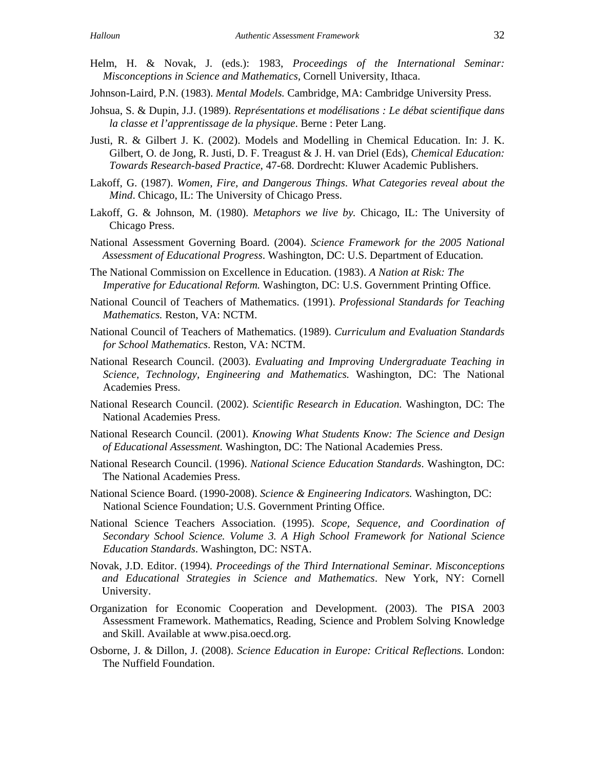Helm, H. & Novak, J. (eds.): 1983, *Proceedings of the International Seminar: Misconceptions in Science and Mathematics*, Cornell University, Ithaca.

Johnson-Laird, P.N. (1983). *Mental Models.* Cambridge, MA: Cambridge University Press.

Johsua, S. & Dupin, J.J. (1989). *Représentations et modélisations : Le débat scientifique dans la classe et l'apprentissage de la physique*. Berne : Peter Lang.

Justi, R. & Gilbert J. K. (2002). Models and Modelling in Chemical Education. In: J. K. Gilbert, O. de Jong, R. Justi, D. F. Treagust & J. H. van Driel (Eds), *Chemical Education: Towards Research-based Practice*, 47-68. Dordrecht: Kluwer Academic Publishers.

Lakoff, G. (1987). *Women, Fire, and Dangerous Things*. *What Categories reveal about the Mind*. Chicago, IL: The University of Chicago Press.

Lakoff, G. & Johnson, M. (1980). *Metaphors we live by.* Chicago, IL: The University of Chicago Press.

National Assessment Governing Board. (2004). *Science Framework for the 2005 National Assessment of Educational Progress*. Washington, DC: U.S. Department of Education.

The National Commission on Excellence in Education. (1983). *A Nation at Risk: The Imperative for Educational Reform.* Washington, DC: U.S. Government Printing Office.

National Council of Teachers of Mathematics. (1991). *Professional Standards for Teaching Mathematics.* Reston, VA: NCTM.

National Council of Teachers of Mathematics. (1989). *Curriculum and Evaluation Standards for School Mathematics*. Reston, VA: NCTM.

National Research Council. (2003). *Evaluating and Improving Undergraduate Teaching in Science, Technology, Engineering and Mathematics.* Washington, DC: The National Academies Press.

National Research Council. (2002). *Scientific Research in Education.* Washington, DC: The National Academies Press.

National Research Council. (2001). *Knowing What Students Know: The Science and Design of Educational Assessment.* Washington, DC: The National Academies Press.

National Research Council. (1996). *National Science Education Standards*. Washington, DC: The National Academies Press.

National Science Board. (1990-2008). *Science & Engineering Indicators.* Washington, DC: National Science Foundation; U.S. Government Printing Office.

National Science Teachers Association. (1995). *Scope, Sequence, and Coordination of Secondary School Science. Volume 3. A High School Framework for National Science Education Standards*. Washington, DC: NSTA.

Novak, J.D. Editor. (1994). *Proceedings of the Third International Seminar. Misconceptions and Educational Strategies in Science and Mathematics*. New York, NY: Cornell University.

Organization for Economic Cooperation and Development. (2003). The PISA 2003 Assessment Framework. Mathematics, Reading, Science and Problem Solving Knowledge and Skill. Available at www.pisa.oecd.org.

Osborne, J. & Dillon, J. (2008). *Science Education in Europe: Critical Reflections.* London: The Nuffield Foundation.